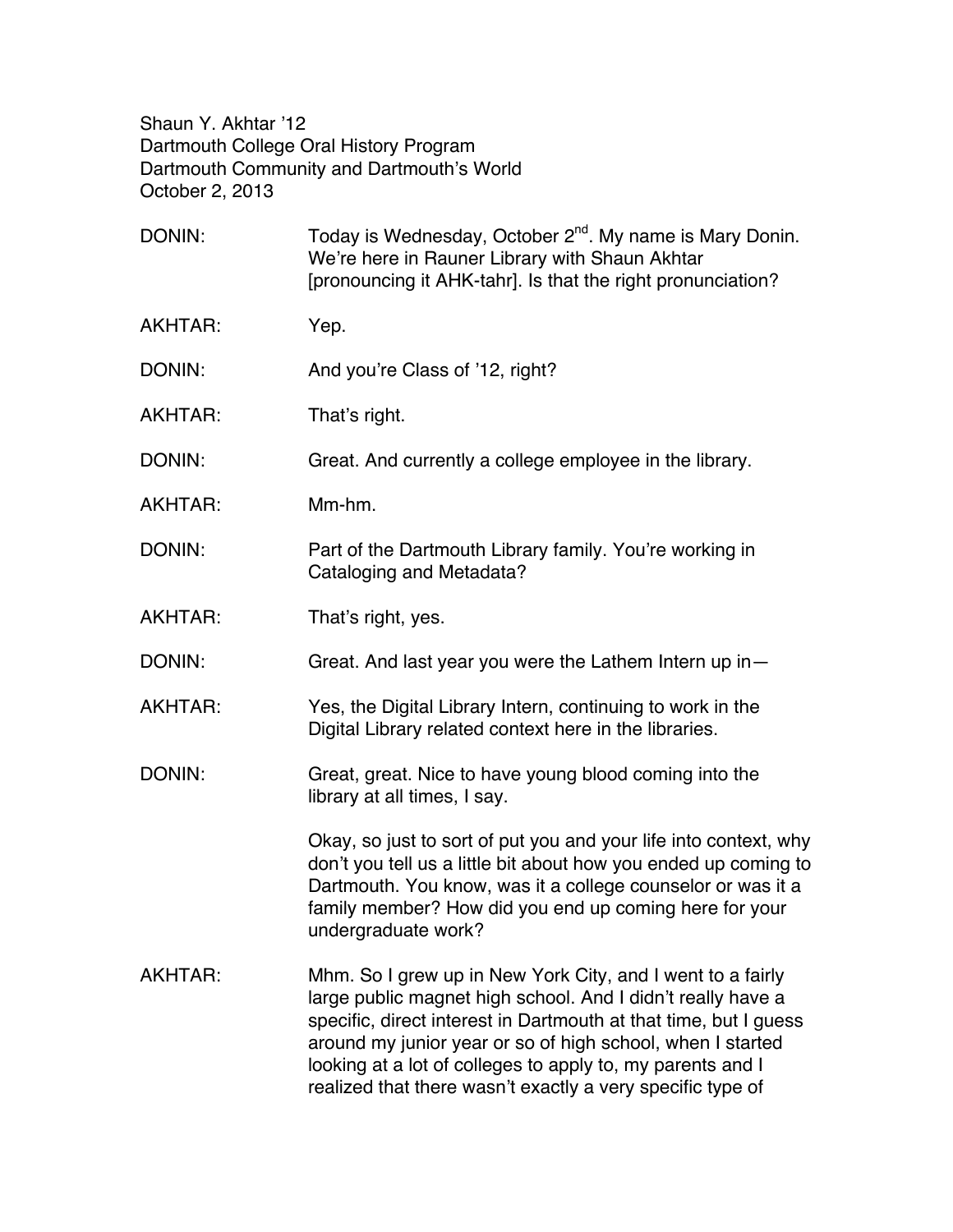Shaun Y. Akhtar '12
Dartmouth College Oral History Program
Dartmouth Community and Dartmouth's World
October 2, 2013

DONIN: Today is Wednesday, October 2nd. My name is Mary Donin. We're here in Rauner Library with Shaun Akhtar [pronouncing it AHK-tahr]. Is that the right pronunciation?

AKHTAR: Yep.

DONIN: And you're Class of '12, right?

AKHTAR: That's right.

DONIN: Great. And currently a college employee in the library.

AKHTAR: Mm-hm.

DONIN: Part of the Dartmouth Library family. You're working in Cataloging and Metadata?

AKHTAR: That's right, yes.

DONIN: Great. And last year you were the Lathem Intern up in—

AKHTAR: Yes, the Digital Library Intern, continuing to work in the Digital Library related context here in the libraries.

DONIN: Great, great. Nice to have young blood coming into the library at all times, I say.

Okay, so just to sort of put you and your life into context, why don't you tell us a little bit about how you ended up coming to Dartmouth. You know, was it a college counselor or was it a family member? How did you end up coming here for your undergraduate work?

AKHTAR: Mhm. So I grew up in New York City, and I went to a fairly large public magnet high school. And I didn't really have a specific, direct interest in Dartmouth at that time, but I guess around my junior year or so of high school, when I started looking at a lot of colleges to apply to, my parents and I realized that there wasn't exactly a very specific type of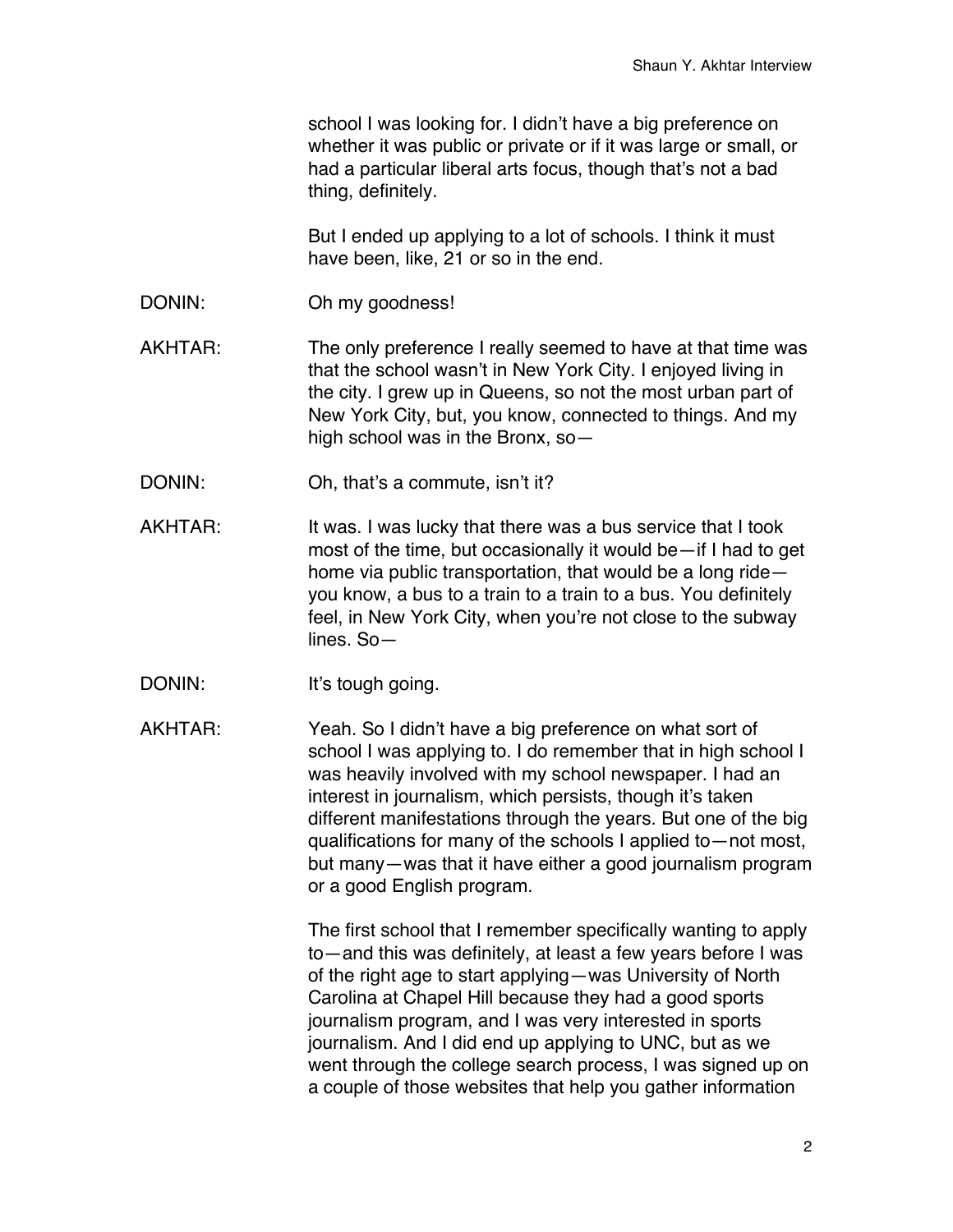school I was looking for. I didn't have a big preference on whether it was public or private or if it was large or small, or had a particular liberal arts focus, though that's not a bad thing, definitely.

But I ended up applying to a lot of schools. I think it must have been, like, 21 or so in the end.

DONIN: Oh my goodness!

AKHTAR: The only preference I really seemed to have at that time was that the school wasn't in New York City. I enjoyed living in the city. I grew up in Queens, so not the most urban part of New York City, but, you know, connected to things. And my high school was in the Bronx, so—

DONIN: Oh, that's a commute, isn't it?

AKHTAR: It was. I was lucky that there was a bus service that I took most of the time, but occasionally it would be—if I had to get home via public transportation, that would be a long ride—you know, a bus to a train to a train to a bus. You definitely feel, in New York City, when you're not close to the subway lines. So—

DONIN: It's tough going.

AKHTAR: Yeah. So I didn't have a big preference on what sort of school I was applying to. I do remember that in high school I was heavily involved with my school newspaper. I had an interest in journalism, which persists, though it's taken different manifestations through the years. But one of the big qualifications for many of the schools I applied to—not most, but many—was that it have either a good journalism program or a good English program.

The first school that I remember specifically wanting to apply to—and this was definitely, at least a few years before I was of the right age to start applying—was University of North Carolina at Chapel Hill because they had a good sports journalism program, and I was very interested in sports journalism. And I did end up applying to UNC, but as we went through the college search process, I was signed up on a couple of those websites that help you gather information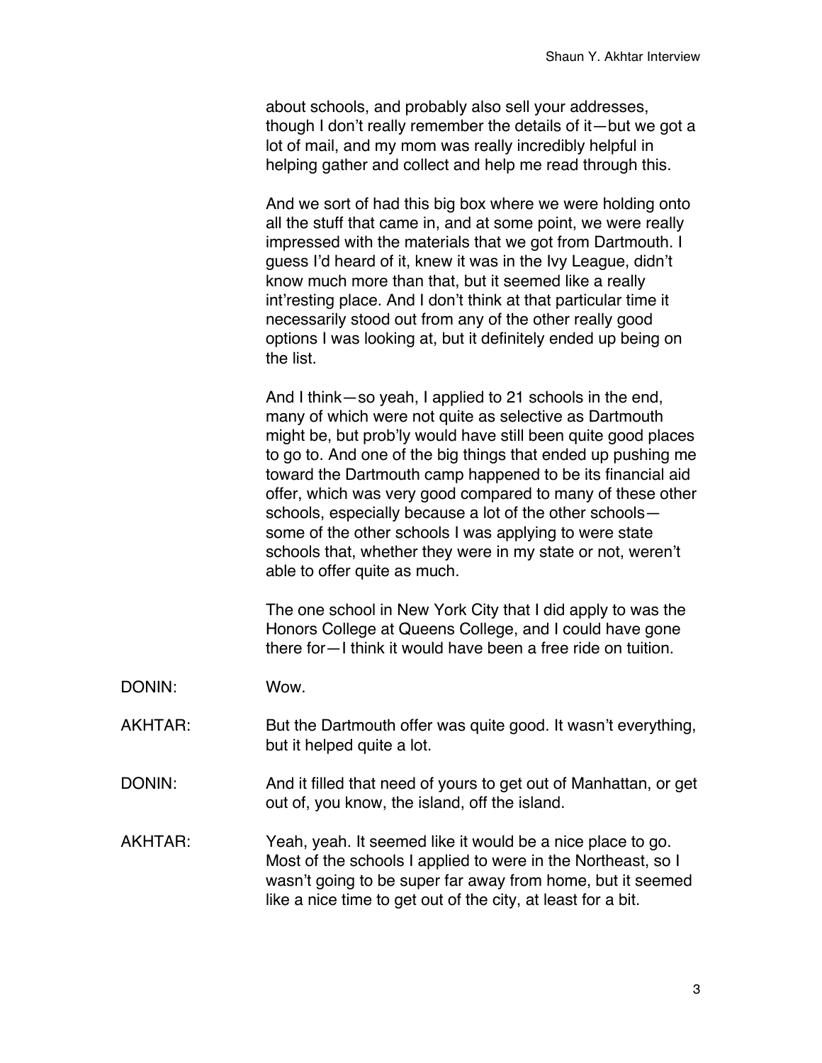about schools, and probably also sell your addresses, though I don't really remember the details of it—but we got a lot of mail, and my mom was really incredibly helpful in helping gather and collect and help me read through this.

And we sort of had this big box where we were holding onto all the stuff that came in, and at some point, we were really impressed with the materials that we got from Dartmouth. I guess I'd heard of it, knew it was in the Ivy League, didn't know much more than that, but it seemed like a really int'resting place. And I don't think at that particular time it necessarily stood out from any of the other really good options I was looking at, but it definitely ended up being on the list.

And I think—so yeah, I applied to 21 schools in the end, many of which were not quite as selective as Dartmouth might be, but prob'ly would have still been quite good places to go to. And one of the big things that ended up pushing me toward the Dartmouth camp happened to be its financial aid offer, which was very good compared to many of these other schools, especially because a lot of the other schools—some of the other schools I was applying to were state schools that, whether they were in my state or not, weren't able to offer quite as much.

The one school in New York City that I did apply to was the Honors College at Queens College, and I could have gone there for—I think it would have been a free ride on tuition.

DONIN: Wow.

AKHTAR: But the Dartmouth offer was quite good. It wasn't everything, but it helped quite a lot.

DONIN: And it filled that need of yours to get out of Manhattan, or get out of, you know, the island, off the island.

AKHTAR: Yeah, yeah. It seemed like it would be a nice place to go. Most of the schools I applied to were in the Northeast, so I wasn't going to be super far away from home, but it seemed like a nice time to get out of the city, at least for a bit.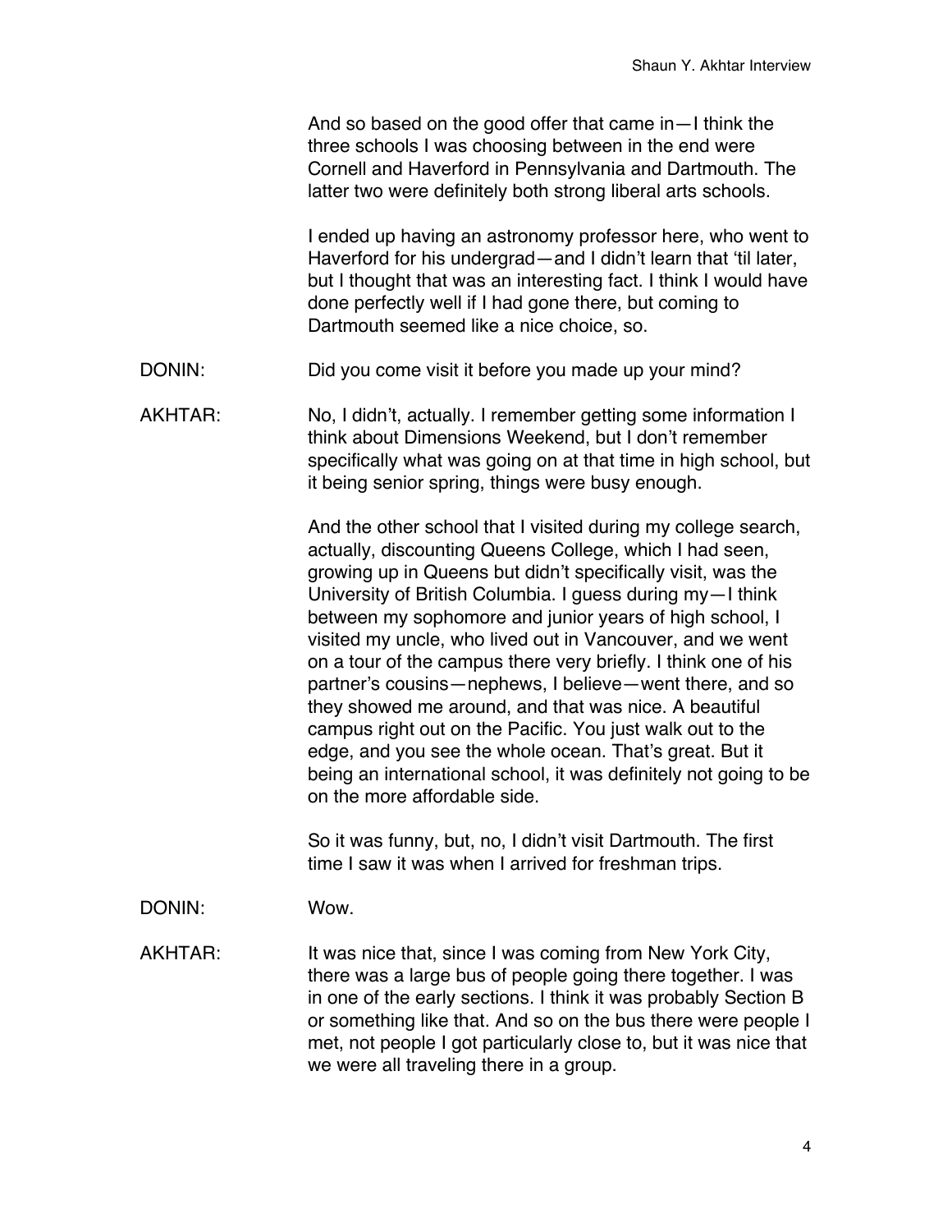And so based on the good offer that came in—I think the three schools I was choosing between in the end were Cornell and Haverford in Pennsylvania and Dartmouth. The latter two were definitely both strong liberal arts schools.

I ended up having an astronomy professor here, who went to Haverford for his undergrad—and I didn't learn that 'til later, but I thought that was an interesting fact. I think I would have done perfectly well if I had gone there, but coming to Dartmouth seemed like a nice choice, so.

DONIN: Did you come visit it before you made up your mind?

AKHTAR: No, I didn't, actually. I remember getting some information I think about Dimensions Weekend, but I don't remember specifically what was going on at that time in high school, but it being senior spring, things were busy enough.

And the other school that I visited during my college search, actually, discounting Queens College, which I had seen, growing up in Queens but didn't specifically visit, was the University of British Columbia. I guess during my—I think between my sophomore and junior years of high school, I visited my uncle, who lived out in Vancouver, and we went on a tour of the campus there very briefly. I think one of his partner's cousins—nephews, I believe—went there, and so they showed me around, and that was nice. A beautiful campus right out on the Pacific. You just walk out to the edge, and you see the whole ocean. That's great. But it being an international school, it was definitely not going to be on the more affordable side.

So it was funny, but, no, I didn't visit Dartmouth. The first time I saw it was when I arrived for freshman trips.

DONIN: Wow.

AKHTAR: It was nice that, since I was coming from New York City, there was a large bus of people going there together. I was in one of the early sections. I think it was probably Section B or something like that. And so on the bus there were people I met, not people I got particularly close to, but it was nice that we were all traveling there in a group.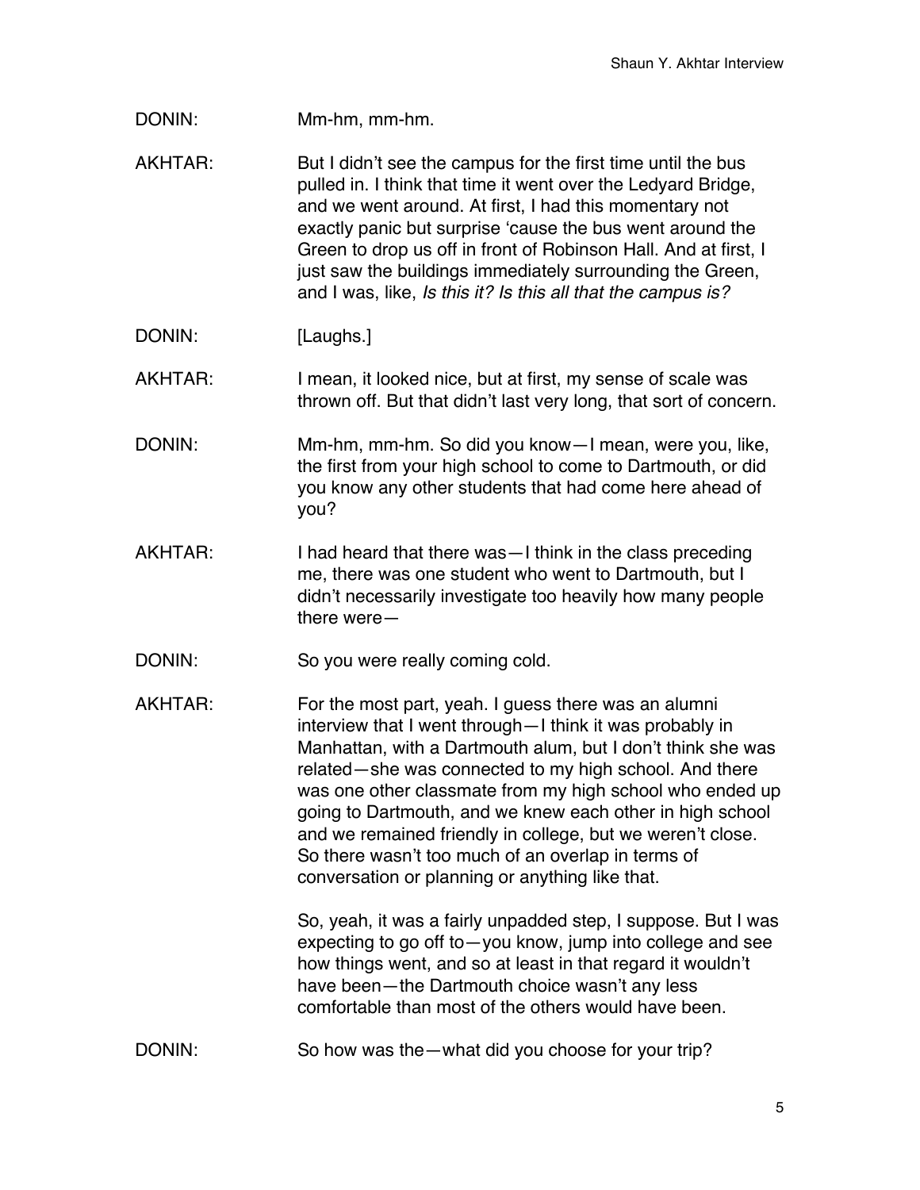DONIN: Mm-hm, mm-hm.

AKHTAR: But I didn't see the campus for the first time until the bus pulled in. I think that time it went over the Ledyard Bridge, and we went around. At first, I had this momentary not exactly panic but surprise 'cause the bus went around the Green to drop us off in front of Robinson Hall. And at first, I just saw the buildings immediately surrounding the Green, and I was, like, *Is this it? Is this all that the campus is?*

DONIN: [Laughs.]

AKHTAR: I mean, it looked nice, but at first, my sense of scale was thrown off. But that didn't last very long, that sort of concern.

DONIN: Mm-hm, mm-hm. So did you know—I mean, were you, like, the first from your high school to come to Dartmouth, or did you know any other students that had come here ahead of you?

AKHTAR: I had heard that there was—I think in the class preceding me, there was one student who went to Dartmouth, but I didn't necessarily investigate too heavily how many people there were—

DONIN: So you were really coming cold.

AKHTAR: For the most part, yeah. I guess there was an alumni interview that I went through—I think it was probably in Manhattan, with a Dartmouth alum, but I don't think she was related—she was connected to my high school. And there was one other classmate from my high school who ended up going to Dartmouth, and we knew each other in high school and we remained friendly in college, but we weren't close. So there wasn't too much of an overlap in terms of conversation or planning or anything like that.

So, yeah, it was a fairly unpadded step, I suppose. But I was expecting to go off to—you know, jump into college and see how things went, and so at least in that regard it wouldn't have been—the Dartmouth choice wasn't any less comfortable than most of the others would have been.

DONIN: So how was the—what did you choose for your trip?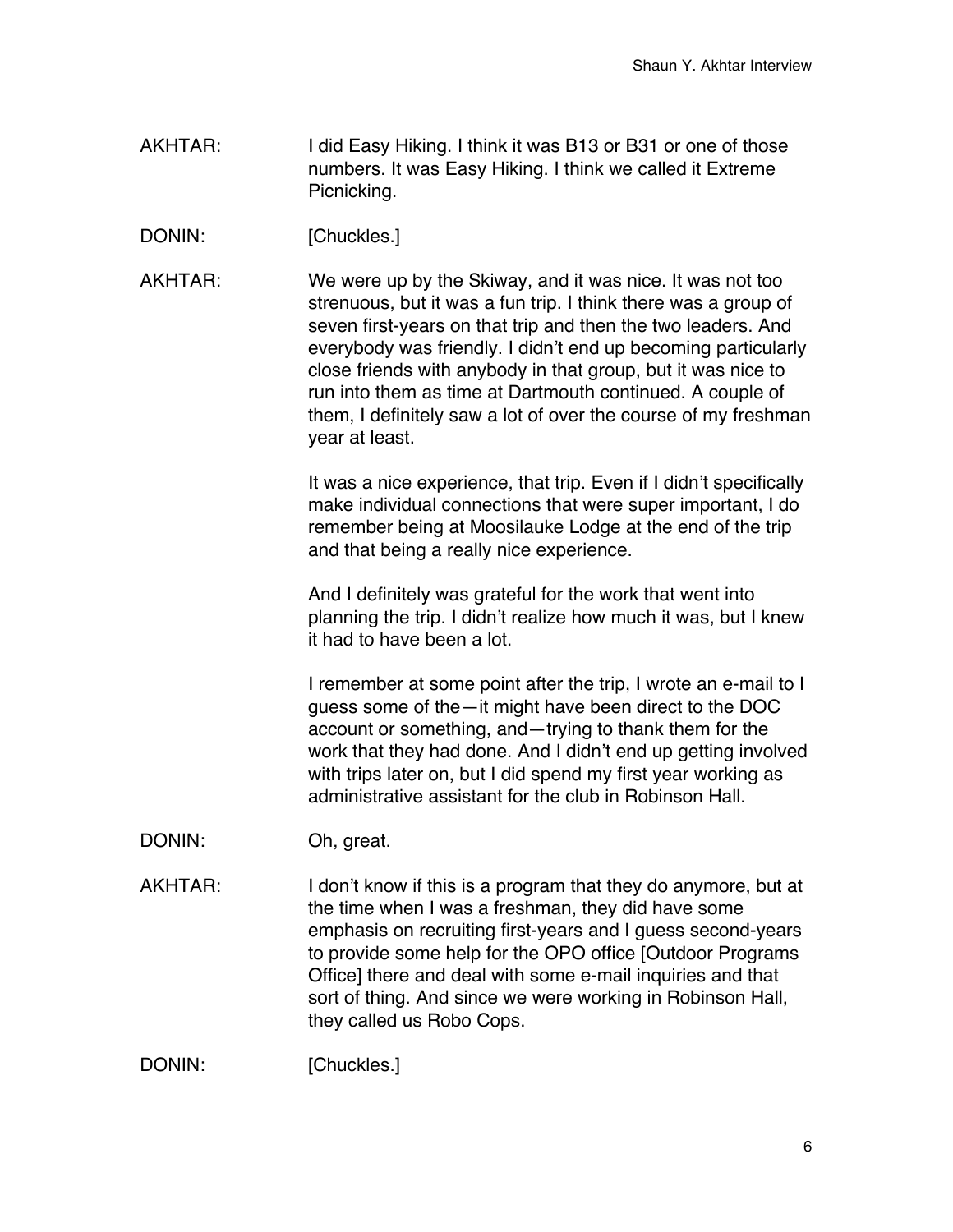AKHTAR: I did Easy Hiking. I think it was B13 or B31 or one of those numbers. It was Easy Hiking. I think we called it Extreme Picnicking.

DONIN: [Chuckles.]

AKHTAR: We were up by the Skiway, and it was nice. It was not too strenuous, but it was a fun trip. I think there was a group of seven first-years on that trip and then the two leaders. And everybody was friendly. I didn't end up becoming particularly close friends with anybody in that group, but it was nice to run into them as time at Dartmouth continued. A couple of them, I definitely saw a lot of over the course of my freshman year at least.

It was a nice experience, that trip. Even if I didn't specifically make individual connections that were super important, I do remember being at Moosilauke Lodge at the end of the trip and that being a really nice experience.

And I definitely was grateful for the work that went into planning the trip. I didn't realize how much it was, but I knew it had to have been a lot.

I remember at some point after the trip, I wrote an e-mail to I guess some of the—it might have been direct to the DOC account or something, and—trying to thank them for the work that they had done. And I didn't end up getting involved with trips later on, but I did spend my first year working as administrative assistant for the club in Robinson Hall.

DONIN: Oh, great.

AKHTAR: I don't know if this is a program that they do anymore, but at the time when I was a freshman, they did have some emphasis on recruiting first-years and I guess second-years to provide some help for the OPO office [Outdoor Programs Office] there and deal with some e-mail inquiries and that sort of thing. And since we were working in Robinson Hall, they called us Robo Cops.

DONIN: [Chuckles.]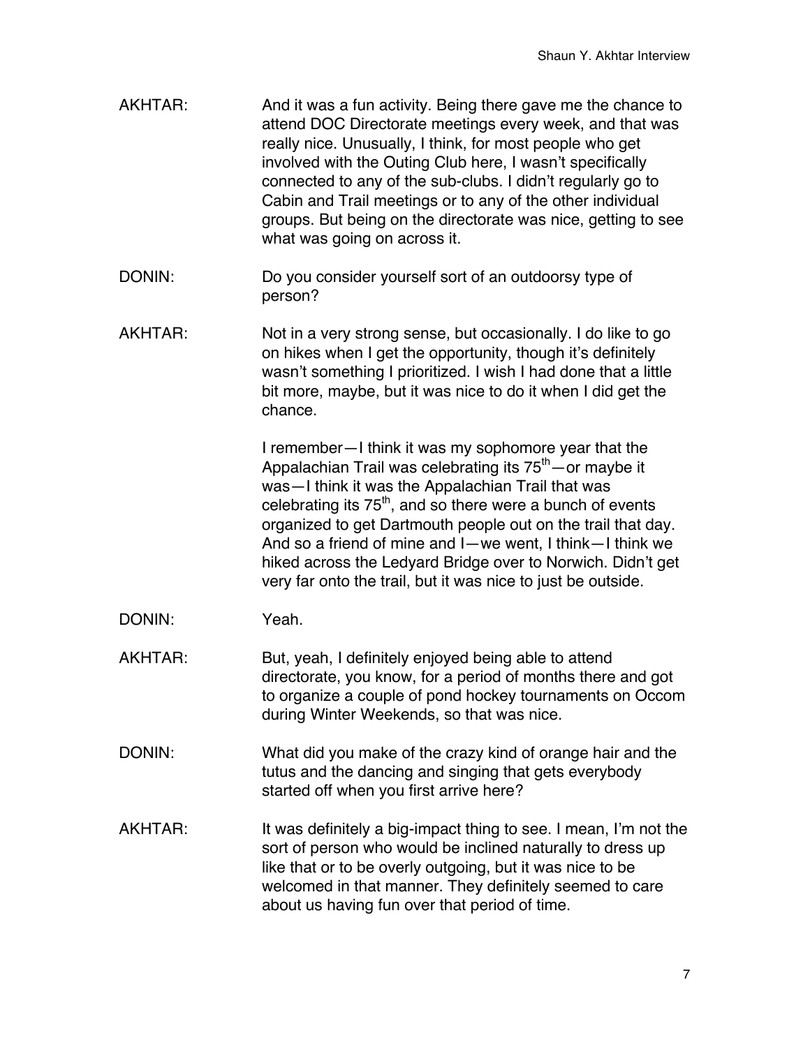AKHTAR: And it was a fun activity. Being there gave me the chance to attend DOC Directorate meetings every week, and that was really nice. Unusually, I think, for most people who get involved with the Outing Club here, I wasn't specifically connected to any of the sub-clubs. I didn't regularly go to Cabin and Trail meetings or to any of the other individual groups. But being on the directorate was nice, getting to see what was going on across it.

DONIN: Do you consider yourself sort of an outdoorsy type of person?

AKHTAR: Not in a very strong sense, but occasionally. I do like to go on hikes when I get the opportunity, though it's definitely wasn't something I prioritized. I wish I had done that a little bit more, maybe, but it was nice to do it when I did get the chance.

I remember—I think it was my sophomore year that the Appalachian Trail was celebrating its 75th—or maybe it was—I think it was the Appalachian Trail that was celebrating its 75th, and so there were a bunch of events organized to get Dartmouth people out on the trail that day. And so a friend of mine and I—we went, I think—I think we hiked across the Ledyard Bridge over to Norwich. Didn't get very far onto the trail, but it was nice to just be outside.

DONIN: Yeah.

AKHTAR: But, yeah, I definitely enjoyed being able to attend directorate, you know, for a period of months there and got to organize a couple of pond hockey tournaments on Occom during Winter Weekends, so that was nice.

DONIN: What did you make of the crazy kind of orange hair and the tutus and the dancing and singing that gets everybody started off when you first arrive here?

AKHTAR: It was definitely a big-impact thing to see. I mean, I'm not the sort of person who would be inclined naturally to dress up like that or to be overly outgoing, but it was nice to be welcomed in that manner. They definitely seemed to care about us having fun over that period of time.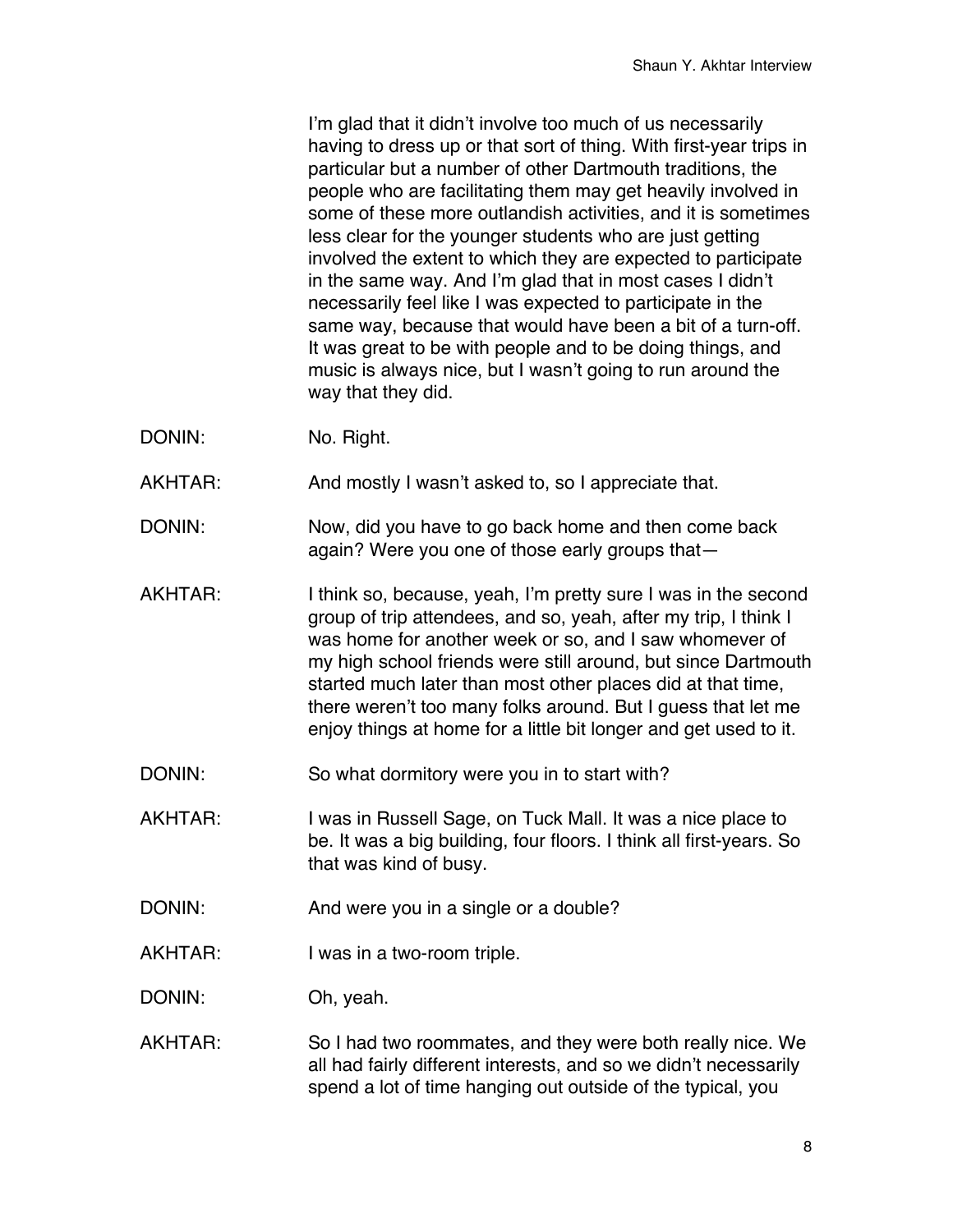I'm glad that it didn't involve too much of us necessarily having to dress up or that sort of thing. With first-year trips in particular but a number of other Dartmouth traditions, the people who are facilitating them may get heavily involved in some of these more outlandish activities, and it is sometimes less clear for the younger students who are just getting involved the extent to which they are expected to participate in the same way. And I'm glad that in most cases I didn't necessarily feel like I was expected to participate in the same way, because that would have been a bit of a turn-off. It was great to be with people and to be doing things, and music is always nice, but I wasn't going to run around the way that they did.

DONIN: No. Right.

AKHTAR: And mostly I wasn't asked to, so I appreciate that.

DONIN: Now, did you have to go back home and then come back again? Were you one of those early groups that—

AKHTAR: I think so, because, yeah, I'm pretty sure I was in the second group of trip attendees, and so, yeah, after my trip, I think I was home for another week or so, and I saw whomever of my high school friends were still around, but since Dartmouth started much later than most other places did at that time, there weren't too many folks around. But I guess that let me enjoy things at home for a little bit longer and get used to it.

DONIN: So what dormitory were you in to start with?

AKHTAR: I was in Russell Sage, on Tuck Mall. It was a nice place to be. It was a big building, four floors. I think all first-years. So that was kind of busy.

DONIN: And were you in a single or a double?

AKHTAR: I was in a two-room triple.

DONIN: Oh, yeah.

AKHTAR: So I had two roommates, and they were both really nice. We all had fairly different interests, and so we didn't necessarily spend a lot of time hanging out outside of the typical, you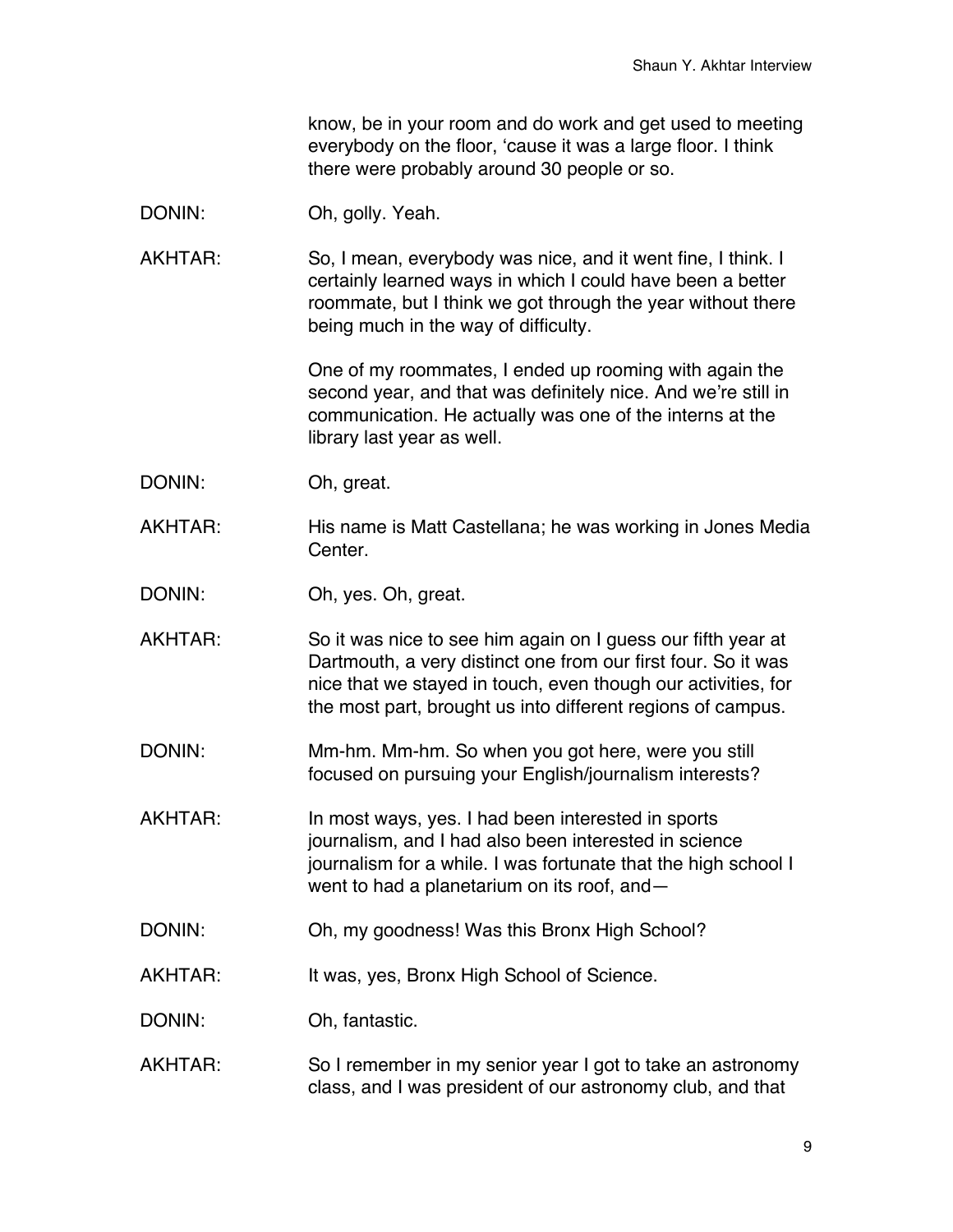know, be in your room and do work and get used to meeting everybody on the floor, 'cause it was a large floor. I think there were probably around 30 people or so.

DONIN: Oh, golly. Yeah.

AKHTAR: So, I mean, everybody was nice, and it went fine, I think. I certainly learned ways in which I could have been a better roommate, but I think we got through the year without there being much in the way of difficulty.

One of my roommates, I ended up rooming with again the second year, and that was definitely nice. And we're still in communication. He actually was one of the interns at the library last year as well.

DONIN: Oh, great.

AKHTAR: His name is Matt Castellana; he was working in Jones Media Center.

DONIN: Oh, yes. Oh, great.

AKHTAR: So it was nice to see him again on I guess our fifth year at Dartmouth, a very distinct one from our first four. So it was nice that we stayed in touch, even though our activities, for the most part, brought us into different regions of campus.

DONIN: Mm-hm. Mm-hm. So when you got here, were you still focused on pursuing your English/journalism interests?

AKHTAR: In most ways, yes. I had been interested in sports journalism, and I had also been interested in science journalism for a while. I was fortunate that the high school I went to had a planetarium on its roof, and—

DONIN: Oh, my goodness! Was this Bronx High School?

AKHTAR: It was, yes, Bronx High School of Science.

DONIN: Oh, fantastic.

AKHTAR: So I remember in my senior year I got to take an astronomy class, and I was president of our astronomy club, and that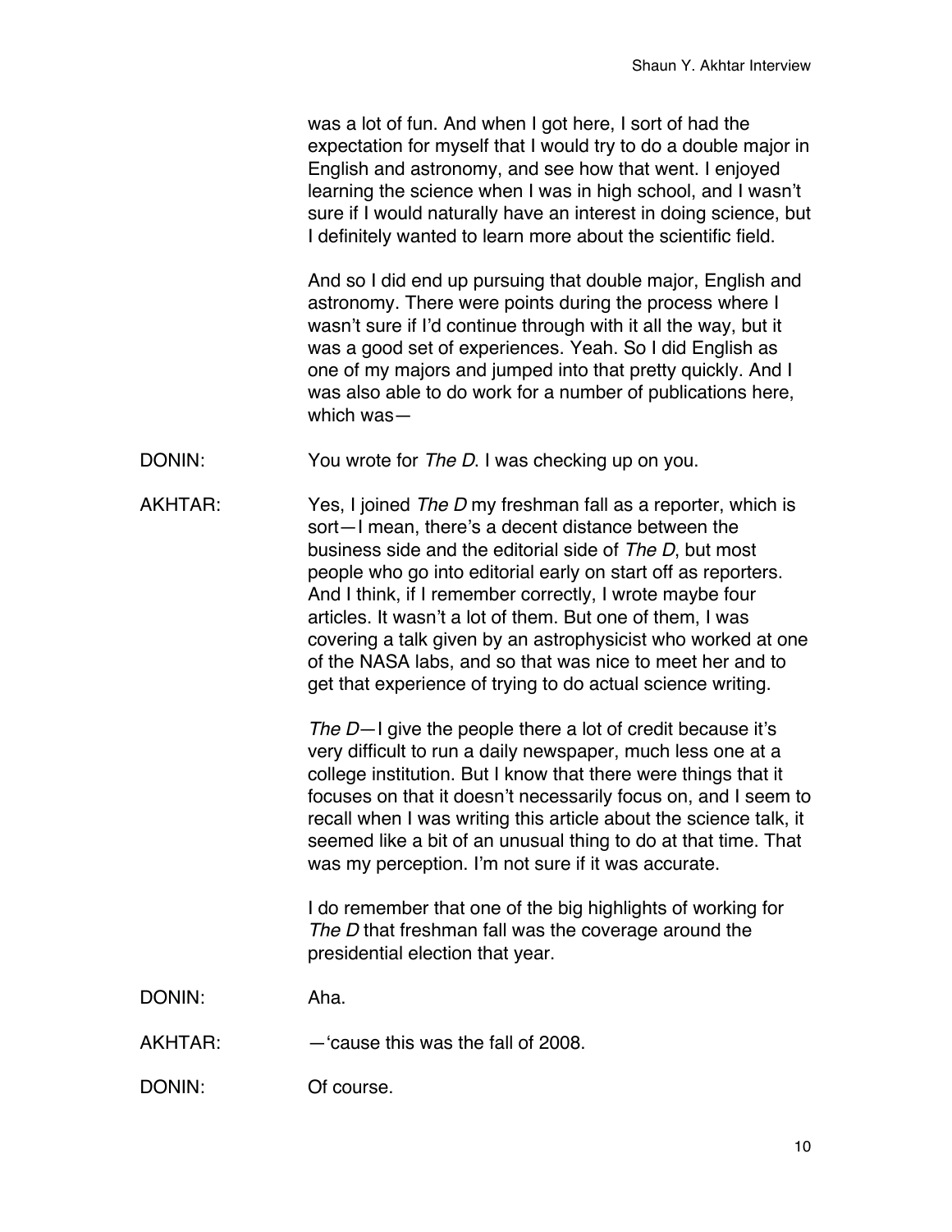was a lot of fun. And when I got here, I sort of had the expectation for myself that I would try to do a double major in English and astronomy, and see how that went. I enjoyed learning the science when I was in high school, and I wasn't sure if I would naturally have an interest in doing science, but I definitely wanted to learn more about the scientific field.

And so I did end up pursuing that double major, English and astronomy. There were points during the process where I wasn't sure if I'd continue through with it all the way, but it was a good set of experiences. Yeah. So I did English as one of my majors and jumped into that pretty quickly. And I was also able to do work for a number of publications here, which was—

DONIN: You wrote for *The D*. I was checking up on you.

AKHTAR: Yes, I joined *The D* my freshman fall as a reporter, which is sort—I mean, there's a decent distance between the business side and the editorial side of *The D*, but most people who go into editorial early on start off as reporters. And I think, if I remember correctly, I wrote maybe four articles. It wasn't a lot of them. But one of them, I was covering a talk given by an astrophysicist who worked at one of the NASA labs, and so that was nice to meet her and to get that experience of trying to do actual science writing.

*The D*—I give the people there a lot of credit because it's very difficult to run a daily newspaper, much less one at a college institution. But I know that there were things that it focuses on that it doesn't necessarily focus on, and I seem to recall when I was writing this article about the science talk, it seemed like a bit of an unusual thing to do at that time. That was my perception. I'm not sure if it was accurate.

I do remember that one of the big highlights of working for *The D* that freshman fall was the coverage around the presidential election that year.

DONIN: Aha.

AKHTAR: —'cause this was the fall of 2008.

DONIN: Of course.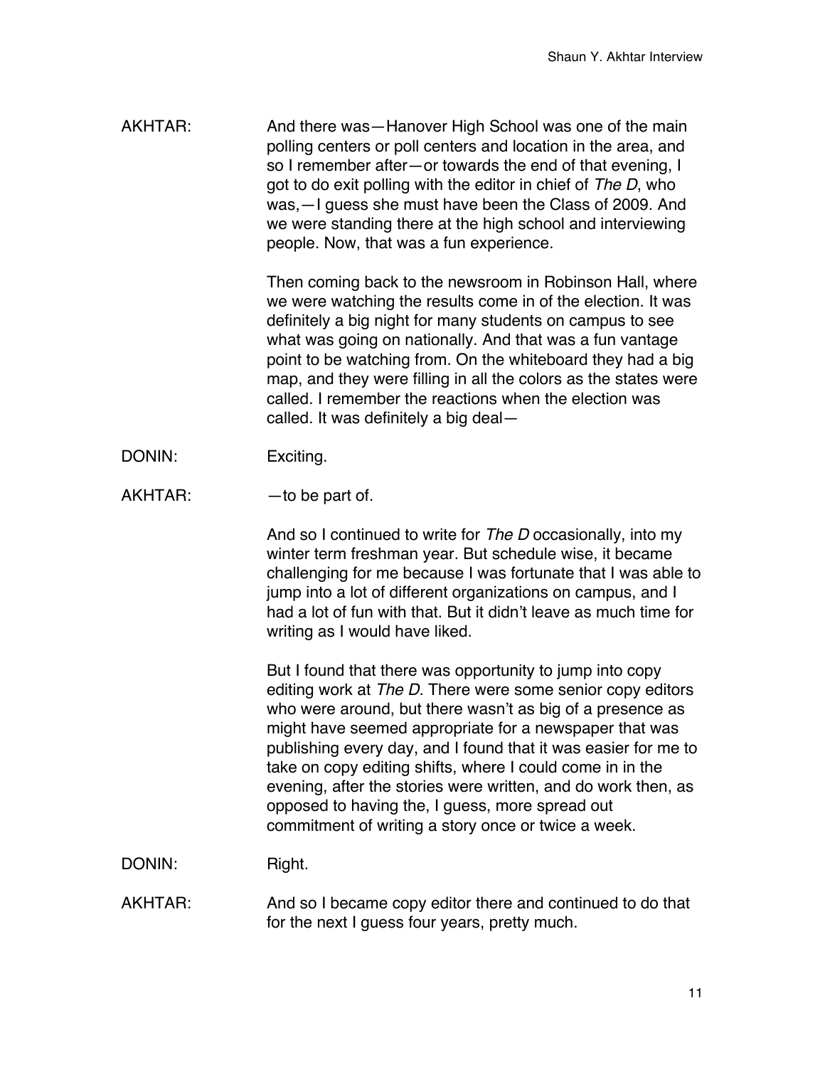AKHTAR: And there was—Hanover High School was one of the main polling centers or poll centers and location in the area, and so I remember after—or towards the end of that evening, I got to do exit polling with the editor in chief of *The D*, who was,—I guess she must have been the Class of 2009. And we were standing there at the high school and interviewing people. Now, that was a fun experience.

Then coming back to the newsroom in Robinson Hall, where we were watching the results come in of the election. It was definitely a big night for many students on campus to see what was going on nationally. And that was a fun vantage point to be watching from. On the whiteboard they had a big map, and they were filling in all the colors as the states were called. I remember the reactions when the election was called. It was definitely a big deal—

DONIN: Exciting.

AKHTAR: —to be part of.

And so I continued to write for *The D* occasionally, into my winter term freshman year. But schedule wise, it became challenging for me because I was fortunate that I was able to jump into a lot of different organizations on campus, and I had a lot of fun with that. But it didn't leave as much time for writing as I would have liked.

But I found that there was opportunity to jump into copy editing work at *The D*. There were some senior copy editors who were around, but there wasn't as big of a presence as might have seemed appropriate for a newspaper that was publishing every day, and I found that it was easier for me to take on copy editing shifts, where I could come in in the evening, after the stories were written, and do work then, as opposed to having the, I guess, more spread out commitment of writing a story once or twice a week.

DONIN: Right.

AKHTAR: And so I became copy editor there and continued to do that for the next I guess four years, pretty much.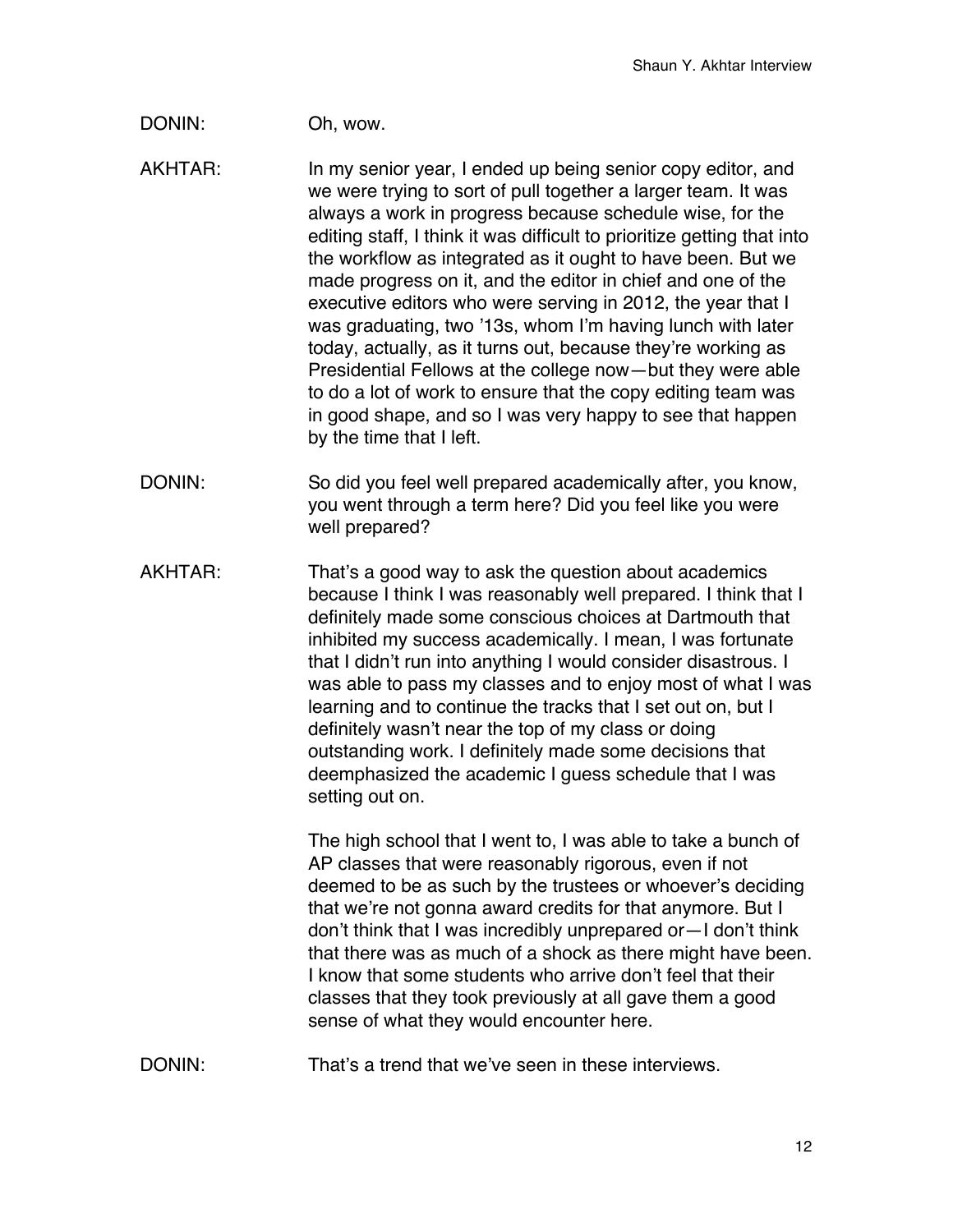DONIN: Oh, wow.

AKHTAR: In my senior year, I ended up being senior copy editor, and we were trying to sort of pull together a larger team. It was always a work in progress because schedule wise, for the editing staff, I think it was difficult to prioritize getting that into the workflow as integrated as it ought to have been. But we made progress on it, and the editor in chief and one of the executive editors who were serving in 2012, the year that I was graduating, two ’13s, whom I’m having lunch with later today, actually, as it turns out, because they’re working as Presidential Fellows at the college now—but they were able to do a lot of work to ensure that the copy editing team was in good shape, and so I was very happy to see that happen by the time that I left.

DONIN: So did you feel well prepared academically after, you know, you went through a term here? Did you feel like you were well prepared?

AKHTAR: That’s a good way to ask the question about academics because I think I was reasonably well prepared. I think that I definitely made some conscious choices at Dartmouth that inhibited my success academically. I mean, I was fortunate that I didn’t run into anything I would consider disastrous. I was able to pass my classes and to enjoy most of what I was learning and to continue the tracks that I set out on, but I definitely wasn’t near the top of my class or doing outstanding work. I definitely made some decisions that deemphasized the academic I guess schedule that I was setting out on.

The high school that I went to, I was able to take a bunch of AP classes that were reasonably rigorous, even if not deemed to be as such by the trustees or whoever’s deciding that we’re not gonna award credits for that anymore. But I don’t think that I was incredibly unprepared or—I don’t think that there was as much of a shock as there might have been. I know that some students who arrive don’t feel that their classes that they took previously at all gave them a good sense of what they would encounter here.

DONIN: That’s a trend that we’ve seen in these interviews.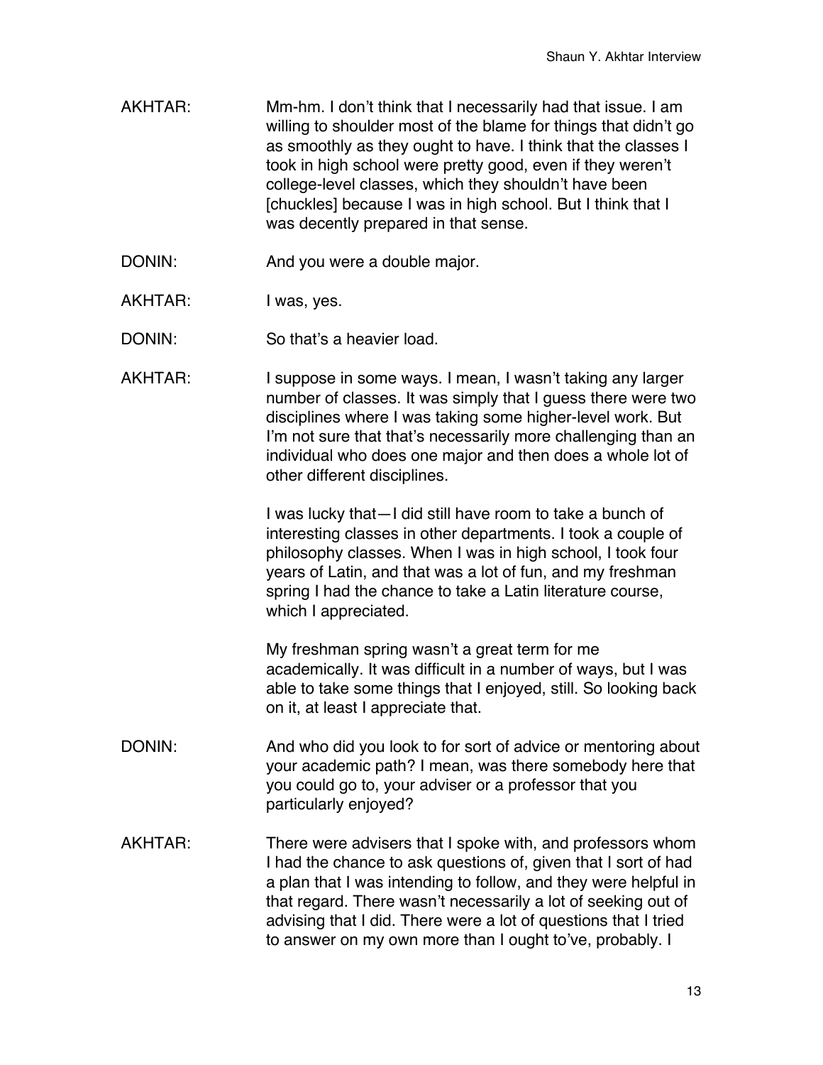AKHTAR: Mm-hm. I don't think that I necessarily had that issue. I am willing to shoulder most of the blame for things that didn't go as smoothly as they ought to have. I think that the classes I took in high school were pretty good, even if they weren't college-level classes, which they shouldn't have been [chuckles] because I was in high school. But I think that I was decently prepared in that sense.

DONIN: And you were a double major.

AKHTAR: I was, yes.

DONIN: So that's a heavier load.

AKHTAR: I suppose in some ways. I mean, I wasn't taking any larger number of classes. It was simply that I guess there were two disciplines where I was taking some higher-level work. But I'm not sure that that's necessarily more challenging than an individual who does one major and then does a whole lot of other different disciplines.

I was lucky that—I did still have room to take a bunch of interesting classes in other departments. I took a couple of philosophy classes. When I was in high school, I took four years of Latin, and that was a lot of fun, and my freshman spring I had the chance to take a Latin literature course, which I appreciated.

My freshman spring wasn't a great term for me academically. It was difficult in a number of ways, but I was able to take some things that I enjoyed, still. So looking back on it, at least I appreciate that.

DONIN: And who did you look to for sort of advice or mentoring about your academic path? I mean, was there somebody here that you could go to, your adviser or a professor that you particularly enjoyed?

AKHTAR: There were advisers that I spoke with, and professors whom I had the chance to ask questions of, given that I sort of had a plan that I was intending to follow, and they were helpful in that regard. There wasn't necessarily a lot of seeking out of advising that I did. There were a lot of questions that I tried to answer on my own more than I ought to've, probably. I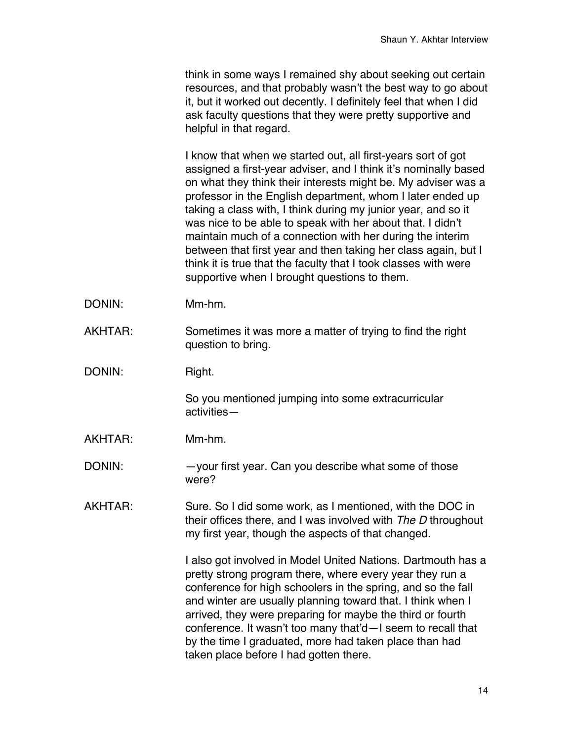think in some ways I remained shy about seeking out certain resources, and that probably wasn't the best way to go about it, but it worked out decently. I definitely feel that when I did ask faculty questions that they were pretty supportive and helpful in that regard.

I know that when we started out, all first-years sort of got assigned a first-year adviser, and I think it's nominally based on what they think their interests might be. My adviser was a professor in the English department, whom I later ended up taking a class with, I think during my junior year, and so it was nice to be able to speak with her about that. I didn't maintain much of a connection with her during the interim between that first year and then taking her class again, but I think it is true that the faculty that I took classes with were supportive when I brought questions to them.

DONIN: Mm-hm.

AKHTAR: Sometimes it was more a matter of trying to find the right question to bring.

DONIN: Right.

So you mentioned jumping into some extracurricular activities—

AKHTAR: Mm-hm.

DONIN: —your first year. Can you describe what some of those were?

AKHTAR: Sure. So I did some work, as I mentioned, with the DOC in their offices there, and I was involved with *The D* throughout my first year, though the aspects of that changed.

I also got involved in Model United Nations. Dartmouth has a pretty strong program there, where every year they run a conference for high schoolers in the spring, and so the fall and winter are usually planning toward that. I think when I arrived, they were preparing for maybe the third or fourth conference. It wasn't too many that'd—I seem to recall that by the time I graduated, more had taken place than had taken place before I had gotten there.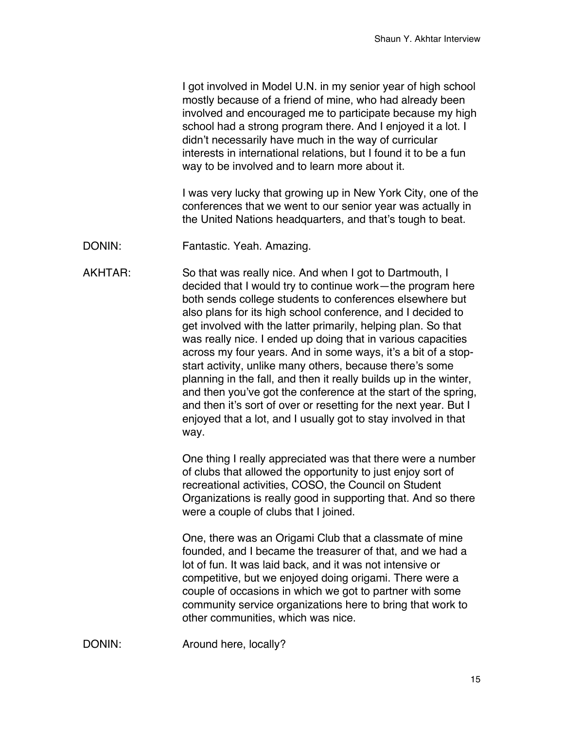I got involved in Model U.N. in my senior year of high school mostly because of a friend of mine, who had already been involved and encouraged me to participate because my high school had a strong program there. And I enjoyed it a lot. I didn't necessarily have much in the way of curricular interests in international relations, but I found it to be a fun way to be involved and to learn more about it.

I was very lucky that growing up in New York City, one of the conferences that we went to our senior year was actually in the United Nations headquarters, and that's tough to beat.

DONIN: Fantastic. Yeah. Amazing.

AKHTAR: So that was really nice. And when I got to Dartmouth, I decided that I would try to continue work—the program here both sends college students to conferences elsewhere but also plans for its high school conference, and I decided to get involved with the latter primarily, helping plan. So that was really nice. I ended up doing that in various capacities across my four years. And in some ways, it's a bit of a stop-start activity, unlike many others, because there's some planning in the fall, and then it really builds up in the winter, and then you've got the conference at the start of the spring, and then it's sort of over or resetting for the next year. But I enjoyed that a lot, and I usually got to stay involved in that way.

One thing I really appreciated was that there were a number of clubs that allowed the opportunity to just enjoy sort of recreational activities, COSO, the Council on Student Organizations is really good in supporting that. And so there were a couple of clubs that I joined.

One, there was an Origami Club that a classmate of mine founded, and I became the treasurer of that, and we had a lot of fun. It was laid back, and it was not intensive or competitive, but we enjoyed doing origami. There were a couple of occasions in which we got to partner with some community service organizations here to bring that work to other communities, which was nice.

DONIN: Around here, locally?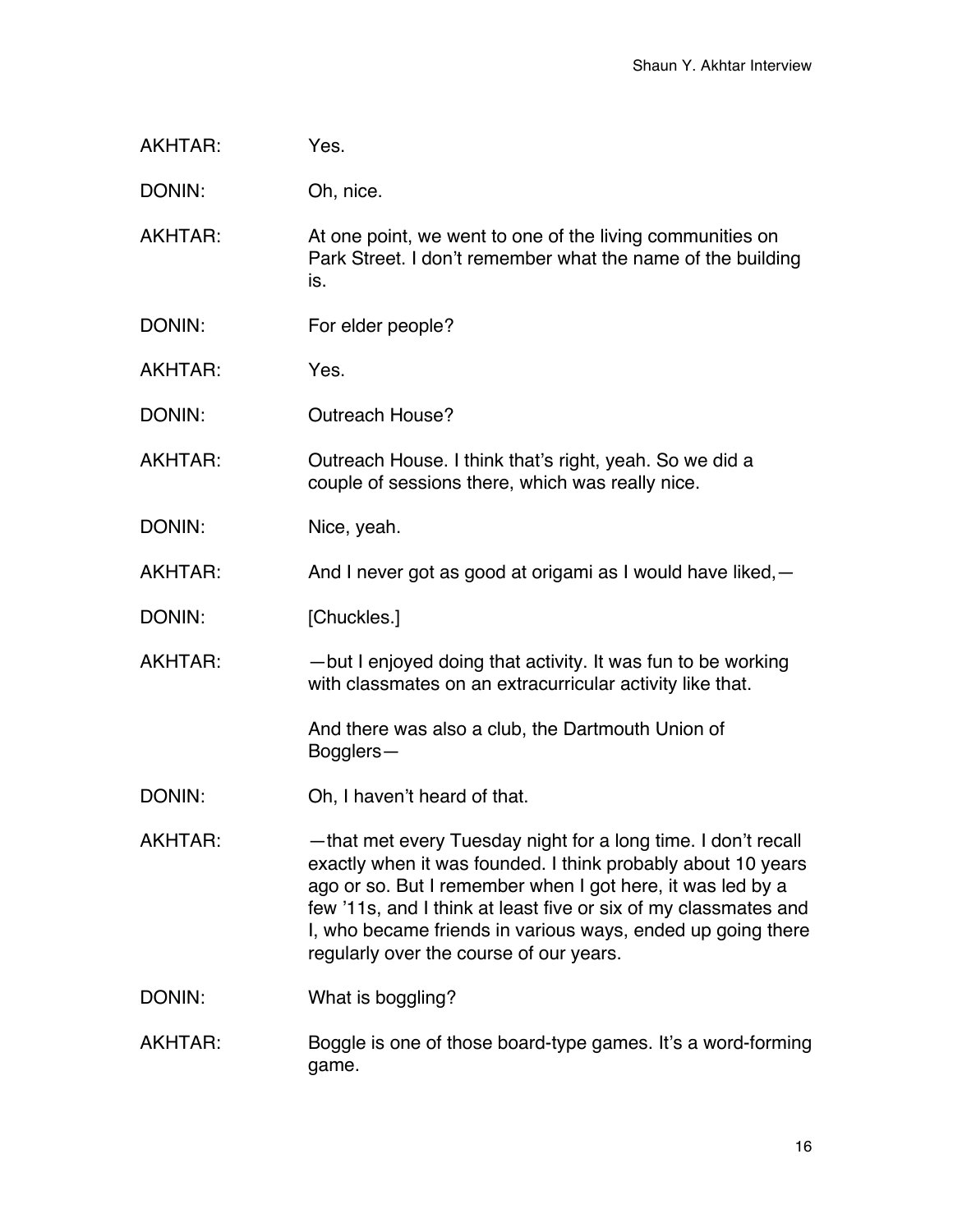AKHTAR: Yes.

DONIN: Oh, nice.

AKHTAR: At one point, we went to one of the living communities on Park Street. I don't remember what the name of the building is.

DONIN: For elder people?

AKHTAR: Yes.

DONIN: Outreach House?

AKHTAR: Outreach House. I think that's right, yeah. So we did a couple of sessions there, which was really nice.

DONIN: Nice, yeah.

AKHTAR: And I never got as good at origami as I would have liked,—

DONIN: [Chuckles.]

AKHTAR: —but I enjoyed doing that activity. It was fun to be working with classmates on an extracurricular activity like that.

And there was also a club, the Dartmouth Union of Bogglers—

DONIN: Oh, I haven't heard of that.

AKHTAR: —that met every Tuesday night for a long time. I don't recall exactly when it was founded. I think probably about 10 years ago or so. But I remember when I got here, it was led by a few '11s, and I think at least five or six of my classmates and I, who became friends in various ways, ended up going there regularly over the course of our years.

DONIN: What is boggling?

AKHTAR: Boggle is one of those board-type games. It's a word-forming game.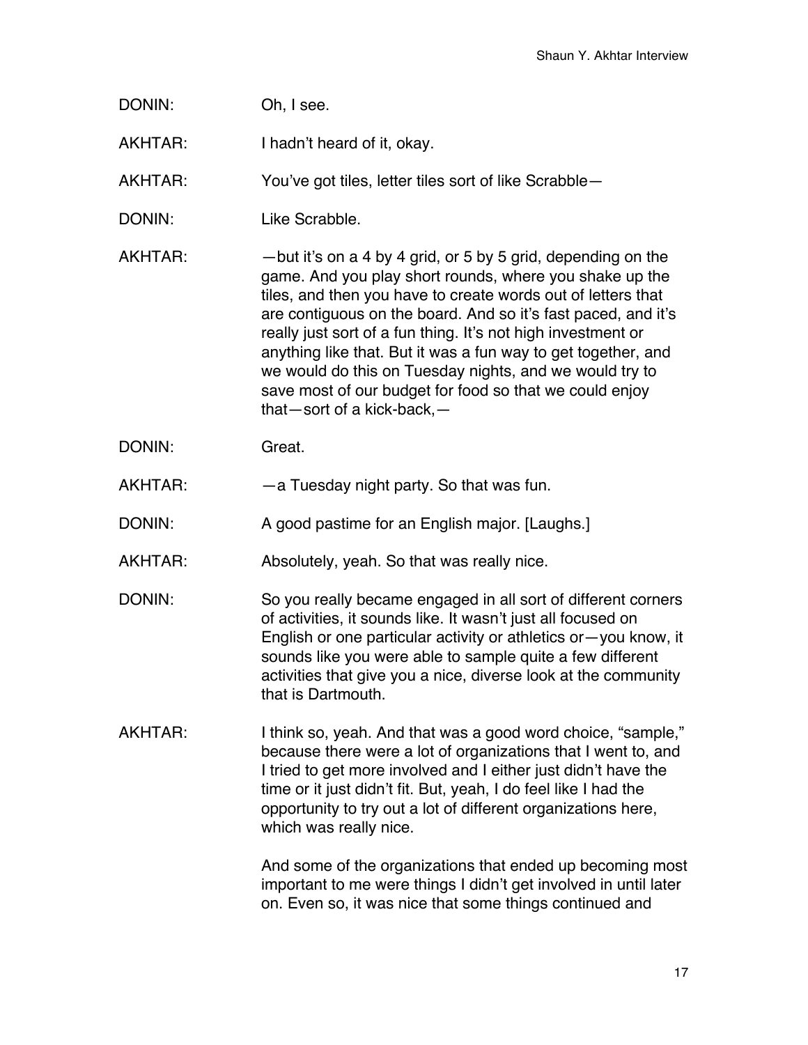DONIN: Oh, I see.

AKHTAR: I hadn't heard of it, okay.

AKHTAR: You've got tiles, letter tiles sort of like Scrabble—

DONIN: Like Scrabble.

AKHTAR: —but it's on a 4 by 4 grid, or 5 by 5 grid, depending on the game. And you play short rounds, where you shake up the tiles, and then you have to create words out of letters that are contiguous on the board. And so it's fast paced, and it's really just sort of a fun thing. It's not high investment or anything like that. But it was a fun way to get together, and we would do this on Tuesday nights, and we would try to save most of our budget for food so that we could enjoy that—sort of a kick-back,—

DONIN: Great.

AKHTAR: —a Tuesday night party. So that was fun.

DONIN: A good pastime for an English major. [Laughs.]

AKHTAR: Absolutely, yeah. So that was really nice.

DONIN: So you really became engaged in all sort of different corners of activities, it sounds like. It wasn't just all focused on English or one particular activity or athletics or—you know, it sounds like you were able to sample quite a few different activities that give you a nice, diverse look at the community that is Dartmouth.

AKHTAR: I think so, yeah. And that was a good word choice, "sample," because there were a lot of organizations that I went to, and I tried to get more involved and I either just didn't have the time or it just didn't fit. But, yeah, I do feel like I had the opportunity to try out a lot of different organizations here, which was really nice.

And some of the organizations that ended up becoming most important to me were things I didn't get involved in until later on. Even so, it was nice that some things continued and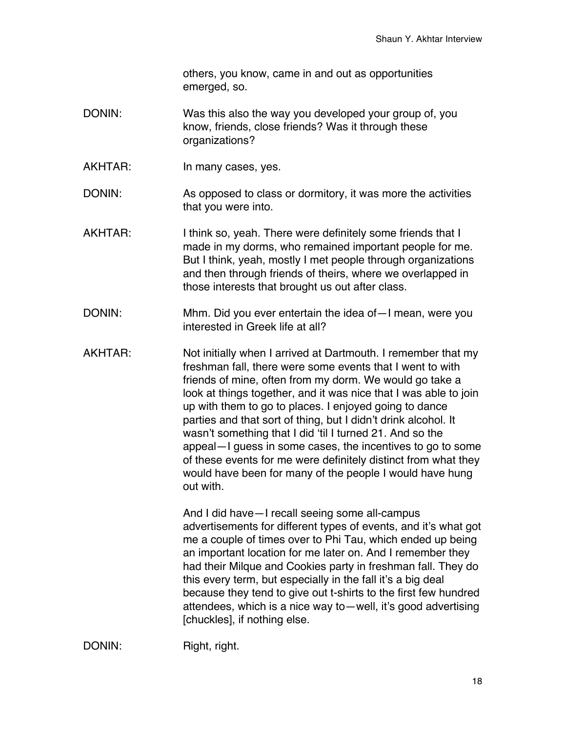others, you know, came in and out as opportunities emerged, so.

DONIN: Was this also the way you developed your group of, you know, friends, close friends? Was it through these organizations?

AKHTAR: In many cases, yes.

DONIN: As opposed to class or dormitory, it was more the activities that you were into.

AKHTAR: I think so, yeah. There were definitely some friends that I made in my dorms, who remained important people for me. But I think, yeah, mostly I met people through organizations and then through friends of theirs, where we overlapped in those interests that brought us out after class.

DONIN: Mhm. Did you ever entertain the idea of—I mean, were you interested in Greek life at all?

AKHTAR: Not initially when I arrived at Dartmouth. I remember that my freshman fall, there were some events that I went to with friends of mine, often from my dorm. We would go take a look at things together, and it was nice that I was able to join up with them to go to places. I enjoyed going to dance parties and that sort of thing, but I didn't drink alcohol. It wasn't something that I did 'til I turned 21. And so the appeal—I guess in some cases, the incentives to go to some of these events for me were definitely distinct from what they would have been for many of the people I would have hung out with.

And I did have—I recall seeing some all-campus advertisements for different types of events, and it's what got me a couple of times over to Phi Tau, which ended up being an important location for me later on. And I remember they had their Milque and Cookies party in freshman fall. They do this every term, but especially in the fall it's a big deal because they tend to give out t-shirts to the first few hundred attendees, which is a nice way to—well, it's good advertising [chuckles], if nothing else.

DONIN: Right, right.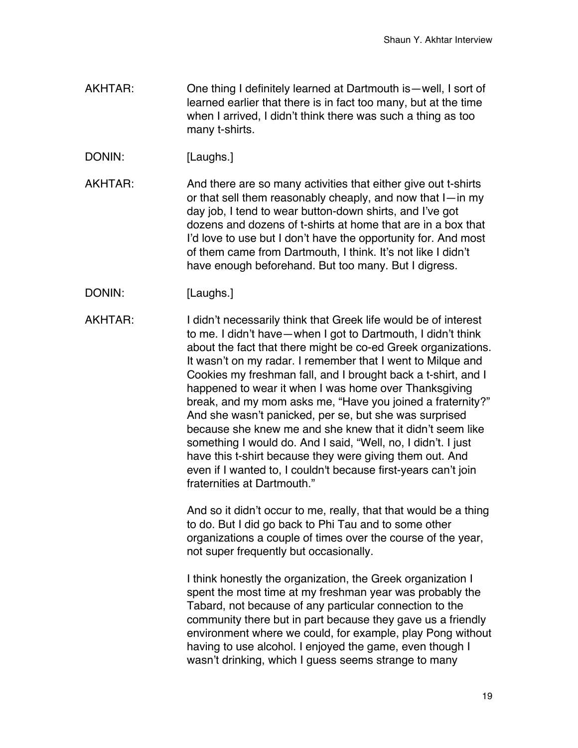AKHTAR: One thing I definitely learned at Dartmouth is—well, I sort of learned earlier that there is in fact too many, but at the time when I arrived, I didn't think there was such a thing as too many t-shirts.

DONIN: [Laughs.]

AKHTAR: And there are so many activities that either give out t-shirts or that sell them reasonably cheaply, and now that I—in my day job, I tend to wear button-down shirts, and I've got dozens and dozens of t-shirts at home that are in a box that I'd love to use but I don't have the opportunity for. And most of them came from Dartmouth, I think. It's not like I didn't have enough beforehand. But too many. But I digress.

DONIN: [Laughs.]

AKHTAR: I didn't necessarily think that Greek life would be of interest to me. I didn't have—when I got to Dartmouth, I didn't think about the fact that there might be co-ed Greek organizations. It wasn't on my radar. I remember that I went to Milque and Cookies my freshman fall, and I brought back a t-shirt, and I happened to wear it when I was home over Thanksgiving break, and my mom asks me, "Have you joined a fraternity?" And she wasn't panicked, per se, but she was surprised because she knew me and she knew that it didn't seem like something I would do. And I said, "Well, no, I didn't. I just have this t-shirt because they were giving them out. And even if I wanted to, I couldn't because first-years can't join fraternities at Dartmouth."

And so it didn't occur to me, really, that that would be a thing to do. But I did go back to Phi Tau and to some other organizations a couple of times over the course of the year, not super frequently but occasionally.

I think honestly the organization, the Greek organization I spent the most time at my freshman year was probably the Tabard, not because of any particular connection to the community there but in part because they gave us a friendly environment where we could, for example, play Pong without having to use alcohol. I enjoyed the game, even though I wasn't drinking, which I guess seems strange to many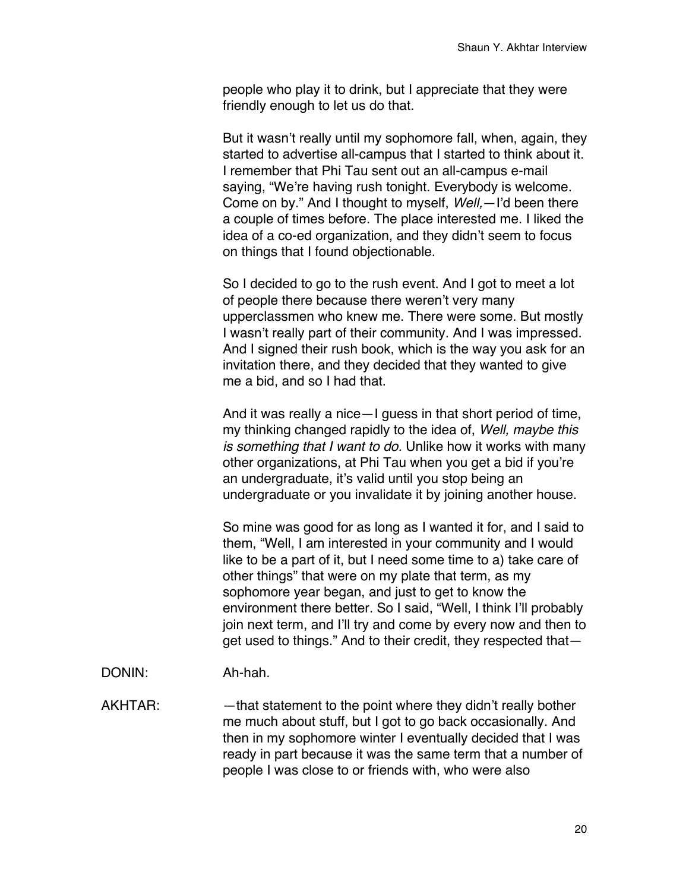people who play it to drink, but I appreciate that they were friendly enough to let us do that.

But it wasn't really until my sophomore fall, when, again, they started to advertise all-campus that I started to think about it. I remember that Phi Tau sent out an all-campus e-mail saying, "We're having rush tonight. Everybody is welcome. Come on by." And I thought to myself, *Well,*—I'd been there a couple of times before. The place interested me. I liked the idea of a co-ed organization, and they didn't seem to focus on things that I found objectionable.

So I decided to go to the rush event. And I got to meet a lot of people there because there weren't very many upperclassmen who knew me. There were some. But mostly I wasn't really part of their community. And I was impressed. And I signed their rush book, which is the way you ask for an invitation there, and they decided that they wanted to give me a bid, and so I had that.

And it was really a nice—I guess in that short period of time, my thinking changed rapidly to the idea of, *Well, maybe this is something that I want to do.* Unlike how it works with many other organizations, at Phi Tau when you get a bid if you're an undergraduate, it's valid until you stop being an undergraduate or you invalidate it by joining another house.

So mine was good for as long as I wanted it for, and I said to them, "Well, I am interested in your community and I would like to be a part of it, but I need some time to a) take care of other things" that were on my plate that term, as my sophomore year began, and just to get to know the environment there better. So I said, "Well, I think I'll probably join next term, and I'll try and come by every now and then to get used to things." And to their credit, they respected that—

DONIN: Ah-hah.

AKHTAR: —that statement to the point where they didn't really bother me much about stuff, but I got to go back occasionally. And then in my sophomore winter I eventually decided that I was ready in part because it was the same term that a number of people I was close to or friends with, who were also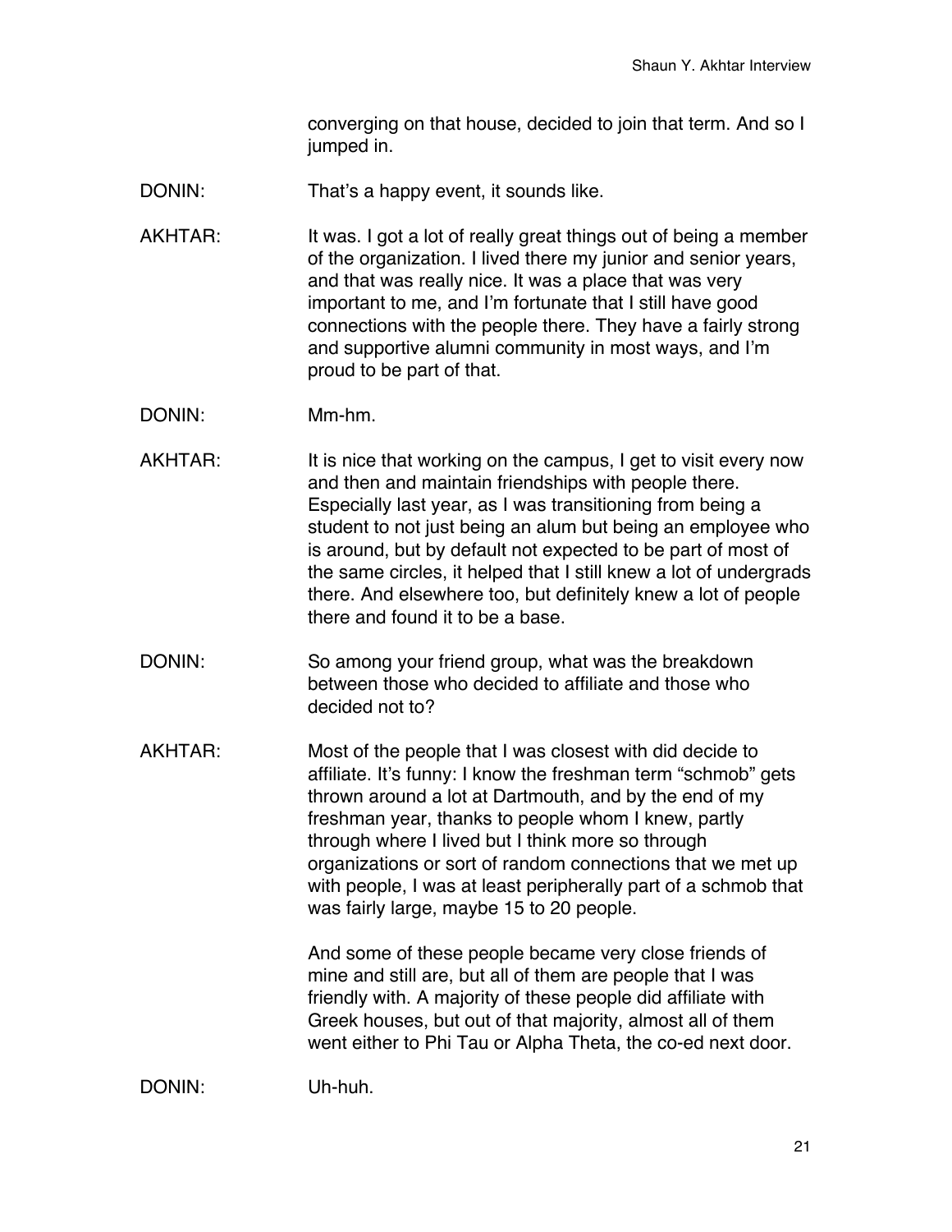converging on that house, decided to join that term. And so I jumped in.

DONIN: That's a happy event, it sounds like.

AKHTAR: It was. I got a lot of really great things out of being a member of the organization. I lived there my junior and senior years, and that was really nice. It was a place that was very important to me, and I'm fortunate that I still have good connections with the people there. They have a fairly strong and supportive alumni community in most ways, and I'm proud to be part of that.

DONIN: Mm-hm.

AKHTAR: It is nice that working on the campus, I get to visit every now and then and maintain friendships with people there. Especially last year, as I was transitioning from being a student to not just being an alum but being an employee who is around, but by default not expected to be part of most of the same circles, it helped that I still knew a lot of undergrads there. And elsewhere too, but definitely knew a lot of people there and found it to be a base.

DONIN: So among your friend group, what was the breakdown between those who decided to affiliate and those who decided not to?

AKHTAR: Most of the people that I was closest with did decide to affiliate. It's funny: I know the freshman term "schmob" gets thrown around a lot at Dartmouth, and by the end of my freshman year, thanks to people whom I knew, partly through where I lived but I think more so through organizations or sort of random connections that we met up with people, I was at least peripherally part of a schmob that was fairly large, maybe 15 to 20 people.

And some of these people became very close friends of mine and still are, but all of them are people that I was friendly with. A majority of these people did affiliate with Greek houses, but out of that majority, almost all of them went either to Phi Tau or Alpha Theta, the co-ed next door.

DONIN: Uh-huh.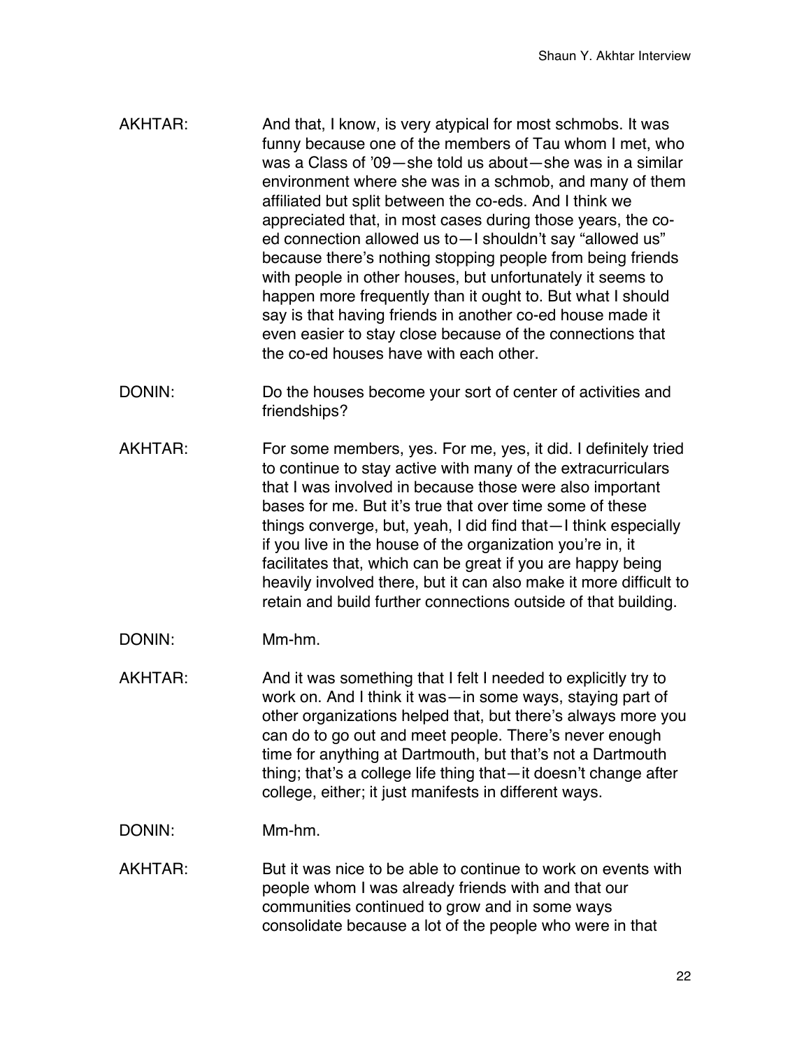AKHTAR: And that, I know, is very atypical for most schmobs. It was funny because one of the members of Tau whom I met, who was a Class of '09—she told us about—she was in a similar environment where she was in a schmob, and many of them affiliated but split between the co-eds. And I think we appreciated that, in most cases during those years, the co-ed connection allowed us to—I shouldn't say "allowed us" because there's nothing stopping people from being friends with people in other houses, but unfortunately it seems to happen more frequently than it ought to. But what I should say is that having friends in another co-ed house made it even easier to stay close because of the connections that the co-ed houses have with each other.

DONIN: Do the houses become your sort of center of activities and friendships?

AKHTAR: For some members, yes. For me, yes, it did. I definitely tried to continue to stay active with many of the extracurriculars that I was involved in because those were also important bases for me. But it's true that over time some of these things converge, but, yeah, I did find that—I think especially if you live in the house of the organization you're in, it facilitates that, which can be great if you are happy being heavily involved there, but it can also make it more difficult to retain and build further connections outside of that building.

DONIN: Mm-hm.

AKHTAR: And it was something that I felt I needed to explicitly try to work on. And I think it was—in some ways, staying part of other organizations helped that, but there's always more you can do to go out and meet people. There's never enough time for anything at Dartmouth, but that's not a Dartmouth thing; that's a college life thing that—it doesn't change after college, either; it just manifests in different ways.

DONIN: Mm-hm.

AKHTAR: But it was nice to be able to continue to work on events with people whom I was already friends with and that our communities continued to grow and in some ways consolidate because a lot of the people who were in that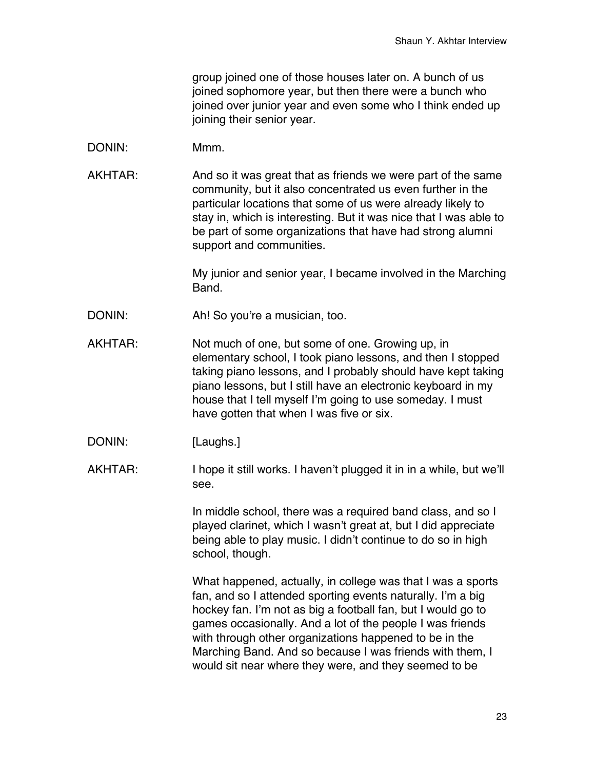group joined one of those houses later on. A bunch of us joined sophomore year, but then there were a bunch who joined over junior year and even some who I think ended up joining their senior year.

DONIN: Mmm.

AKHTAR: And so it was great that as friends we were part of the same community, but it also concentrated us even further in the particular locations that some of us were already likely to stay in, which is interesting. But it was nice that I was able to be part of some organizations that have had strong alumni support and communities.

My junior and senior year, I became involved in the Marching Band.

DONIN: Ah! So you're a musician, too.

AKHTAR: Not much of one, but some of one. Growing up, in elementary school, I took piano lessons, and then I stopped taking piano lessons, and I probably should have kept taking piano lessons, but I still have an electronic keyboard in my house that I tell myself I'm going to use someday. I must have gotten that when I was five or six.

DONIN: [Laughs.]

AKHTAR: I hope it still works. I haven't plugged it in in a while, but we'll see.

In middle school, there was a required band class, and so I played clarinet, which I wasn't great at, but I did appreciate being able to play music. I didn't continue to do so in high school, though.

What happened, actually, in college was that I was a sports fan, and so I attended sporting events naturally. I'm a big hockey fan. I'm not as big a football fan, but I would go to games occasionally. And a lot of the people I was friends with through other organizations happened to be in the Marching Band. And so because I was friends with them, I would sit near where they were, and they seemed to be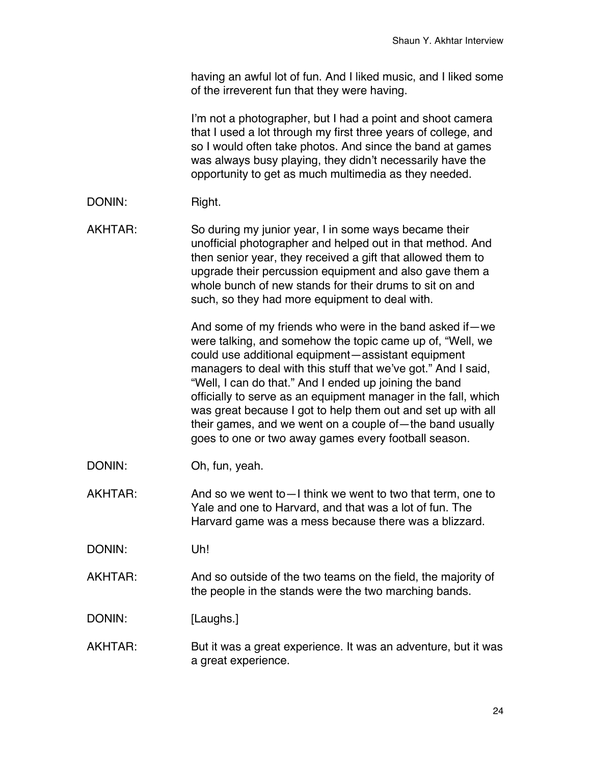having an awful lot of fun. And I liked music, and I liked some of the irreverent fun that they were having.

I'm not a photographer, but I had a point and shoot camera that I used a lot through my first three years of college, and so I would often take photos. And since the band at games was always busy playing, they didn't necessarily have the opportunity to get as much multimedia as they needed.

DONIN: Right.

AKHTAR: So during my junior year, I in some ways became their unofficial photographer and helped out in that method. And then senior year, they received a gift that allowed them to upgrade their percussion equipment and also gave them a whole bunch of new stands for their drums to sit on and such, so they had more equipment to deal with.

And some of my friends who were in the band asked if—we were talking, and somehow the topic came up of, "Well, we could use additional equipment—assistant equipment managers to deal with this stuff that we've got." And I said, "Well, I can do that." And I ended up joining the band officially to serve as an equipment manager in the fall, which was great because I got to help them out and set up with all their games, and we went on a couple of—the band usually goes to one or two away games every football season.

DONIN: Oh, fun, yeah.

AKHTAR: And so we went to—I think we went to two that term, one to Yale and one to Harvard, and that was a lot of fun. The Harvard game was a mess because there was a blizzard.

DONIN: Uh!

AKHTAR: And so outside of the two teams on the field, the majority of the people in the stands were the two marching bands.

DONIN: [Laughs.]

AKHTAR: But it was a great experience. It was an adventure, but it was a great experience.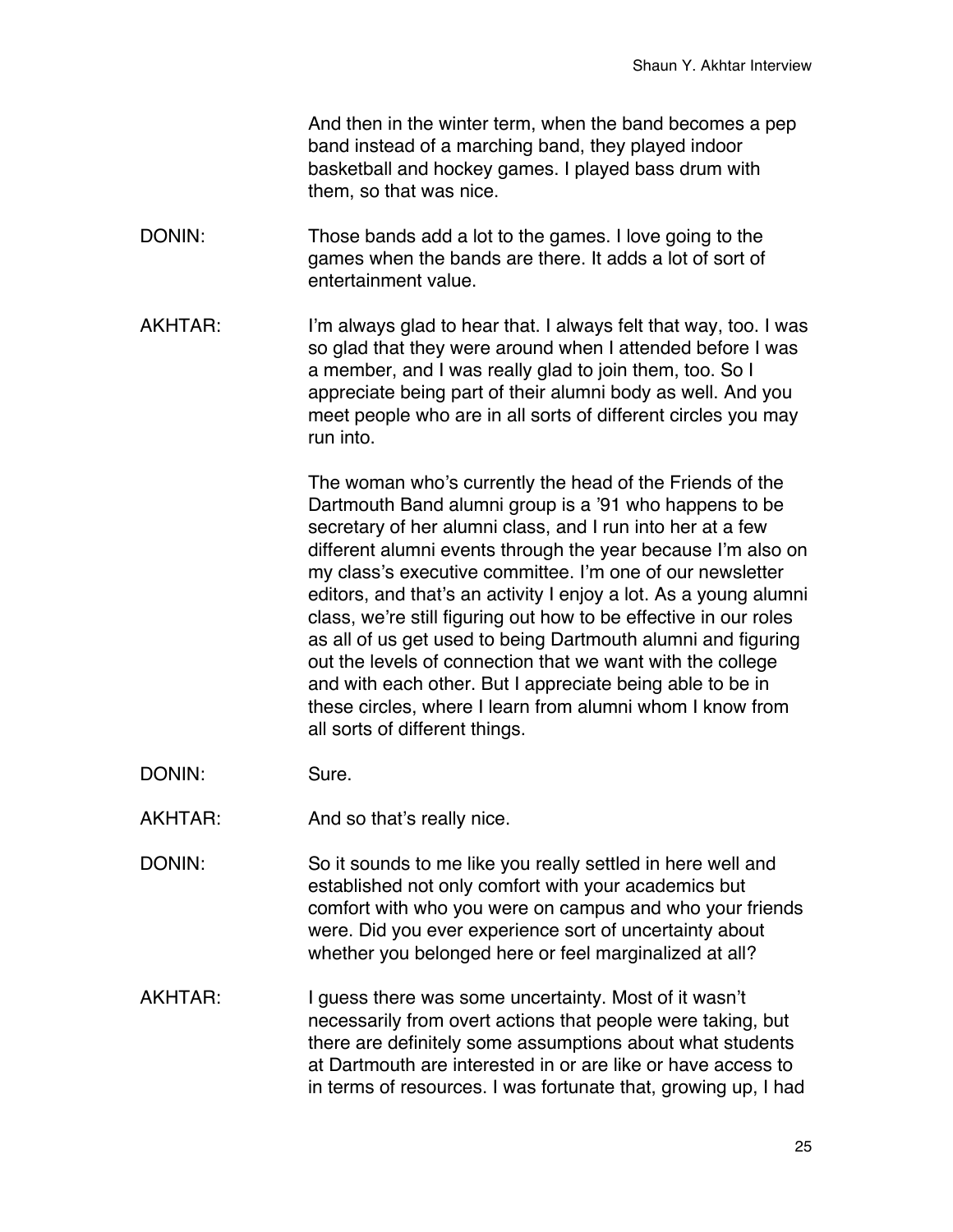And then in the winter term, when the band becomes a pep band instead of a marching band, they played indoor basketball and hockey games. I played bass drum with them, so that was nice.

DONIN: Those bands add a lot to the games. I love going to the games when the bands are there. It adds a lot of sort of entertainment value.

AKHTAR: I'm always glad to hear that. I always felt that way, too. I was so glad that they were around when I attended before I was a member, and I was really glad to join them, too. So I appreciate being part of their alumni body as well. And you meet people who are in all sorts of different circles you may run into.

The woman who's currently the head of the Friends of the Dartmouth Band alumni group is a '91 who happens to be secretary of her alumni class, and I run into her at a few different alumni events through the year because I'm also on my class's executive committee. I'm one of our newsletter editors, and that's an activity I enjoy a lot. As a young alumni class, we're still figuring out how to be effective in our roles as all of us get used to being Dartmouth alumni and figuring out the levels of connection that we want with the college and with each other. But I appreciate being able to be in these circles, where I learn from alumni whom I know from all sorts of different things.

DONIN: Sure.

AKHTAR: And so that's really nice.

DONIN: So it sounds to me like you really settled in here well and established not only comfort with your academics but comfort with who you were on campus and who your friends were. Did you ever experience sort of uncertainty about whether you belonged here or feel marginalized at all?

AKHTAR: I guess there was some uncertainty. Most of it wasn't necessarily from overt actions that people were taking, but there are definitely some assumptions about what students at Dartmouth are interested in or are like or have access to in terms of resources. I was fortunate that, growing up, I had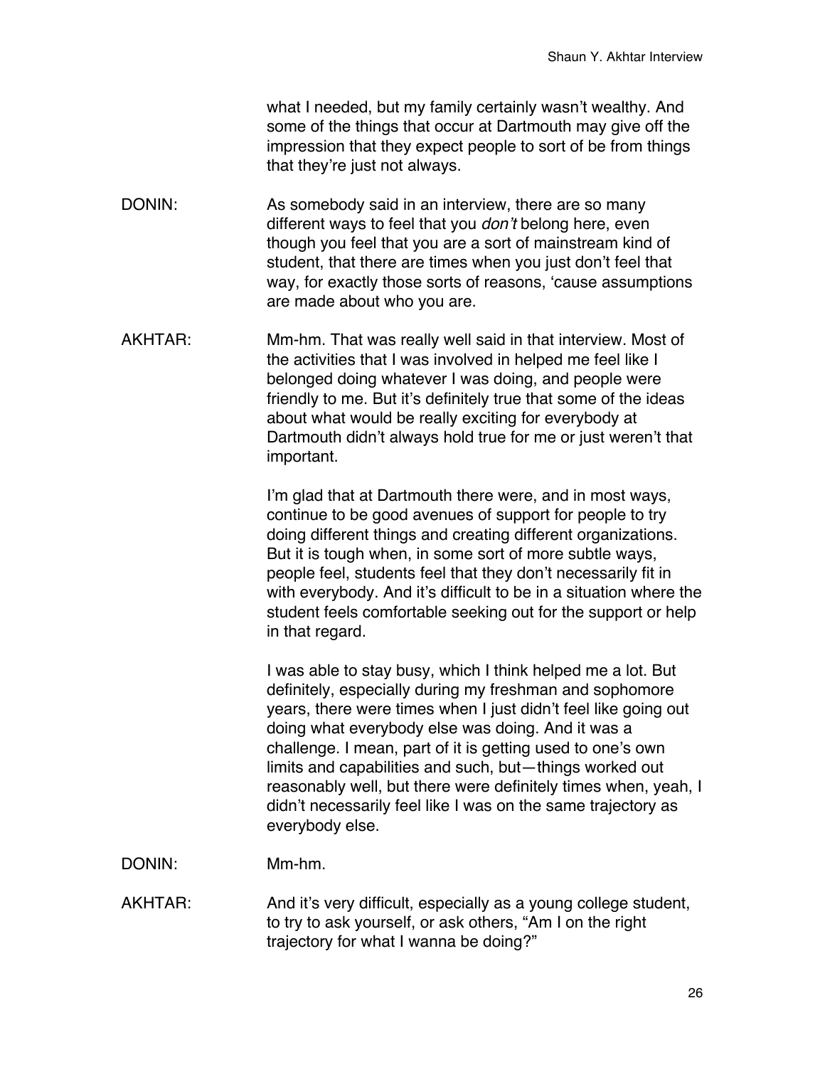what I needed, but my family certainly wasn't wealthy. And some of the things that occur at Dartmouth may give off the impression that they expect people to sort of be from things that they're just not always.

DONIN: As somebody said in an interview, there are so many different ways to feel that you *don't* belong here, even though you feel that you are a sort of mainstream kind of student, that there are times when you just don't feel that way, for exactly those sorts of reasons, 'cause assumptions are made about who you are.

AKHTAR: Mm-hm. That was really well said in that interview. Most of the activities that I was involved in helped me feel like I belonged doing whatever I was doing, and people were friendly to me. But it's definitely true that some of the ideas about what would be really exciting for everybody at Dartmouth didn't always hold true for me or just weren't that important.

I'm glad that at Dartmouth there were, and in most ways, continue to be good avenues of support for people to try doing different things and creating different organizations. But it is tough when, in some sort of more subtle ways, people feel, students feel that they don't necessarily fit in with everybody. And it's difficult to be in a situation where the student feels comfortable seeking out for the support or help in that regard.

I was able to stay busy, which I think helped me a lot. But definitely, especially during my freshman and sophomore years, there were times when I just didn't feel like going out doing what everybody else was doing. And it was a challenge. I mean, part of it is getting used to one's own limits and capabilities and such, but—things worked out reasonably well, but there were definitely times when, yeah, I didn't necessarily feel like I was on the same trajectory as everybody else.

DONIN: Mm-hm.

AKHTAR: And it's very difficult, especially as a young college student, to try to ask yourself, or ask others, "Am I on the right trajectory for what I wanna be doing?"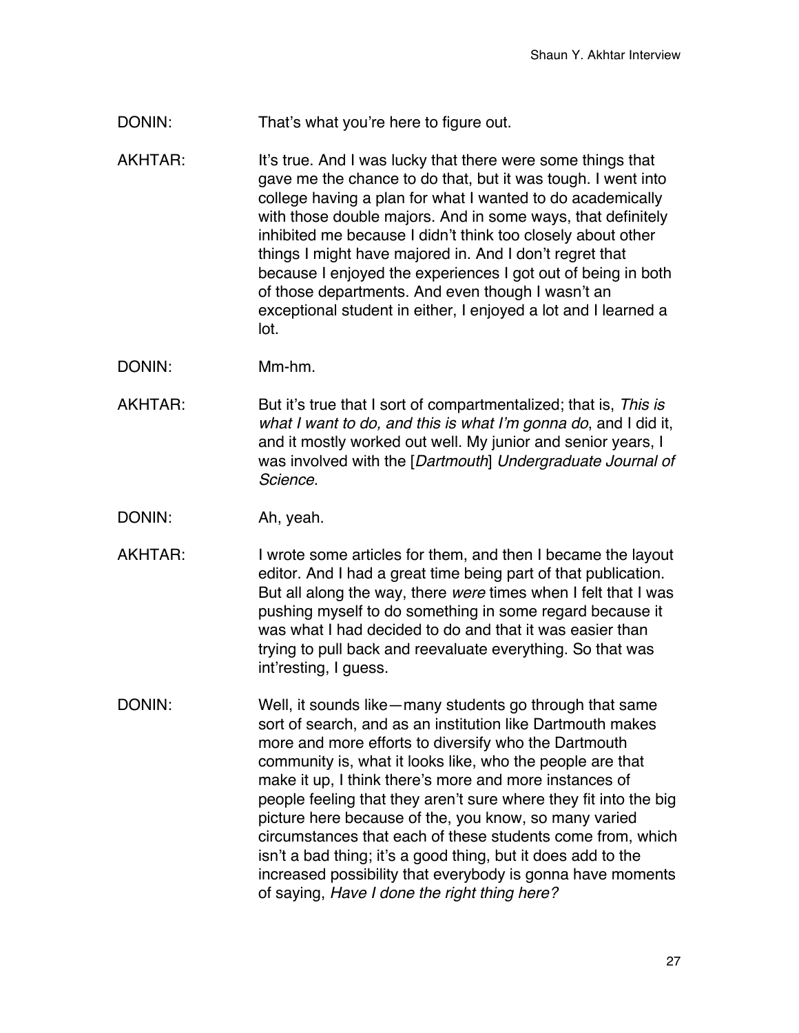DONIN: That's what you're here to figure out.

AKHTAR: It's true. And I was lucky that there were some things that gave me the chance to do that, but it was tough. I went into college having a plan for what I wanted to do academically with those double majors. And in some ways, that definitely inhibited me because I didn't think too closely about other things I might have majored in. And I don't regret that because I enjoyed the experiences I got out of being in both of those departments. And even though I wasn't an exceptional student in either, I enjoyed a lot and I learned a lot.

DONIN: Mm-hm.

AKHTAR: But it's true that I sort of compartmentalized; that is, *This is what I want to do, and this is what I'm gonna do*, and I did it, and it mostly worked out well. My junior and senior years, I was involved with the [*Dartmouth*] *Undergraduate Journal of Science*.

DONIN: Ah, yeah.

AKHTAR: I wrote some articles for them, and then I became the layout editor. And I had a great time being part of that publication. But all along the way, there *were* times when I felt that I was pushing myself to do something in some regard because it was what I had decided to do and that it was easier than trying to pull back and reevaluate everything. So that was int'resting, I guess.

DONIN: Well, it sounds like—many students go through that same sort of search, and as an institution like Dartmouth makes more and more efforts to diversify who the Dartmouth community is, what it looks like, who the people are that make it up, I think there's more and more instances of people feeling that they aren't sure where they fit into the big picture here because of the, you know, so many varied circumstances that each of these students come from, which isn't a bad thing; it's a good thing, but it does add to the increased possibility that everybody is gonna have moments of saying, *Have I done the right thing here?*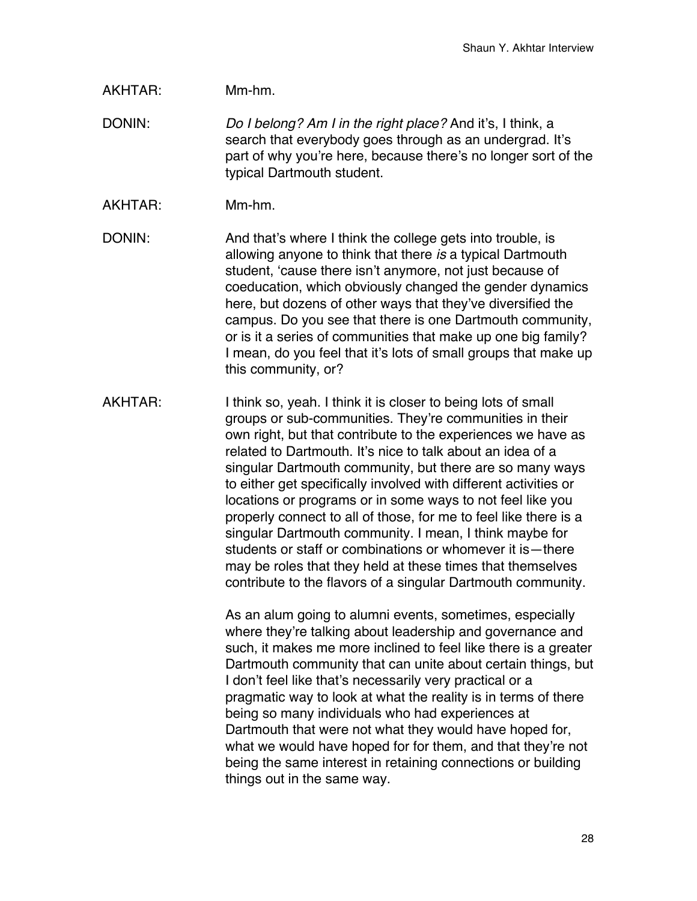AKHTAR: Mm-hm.

DONIN: *Do I belong? Am I in the right place?* And it's, I think, a search that everybody goes through as an undergrad. It's part of why you're here, because there's no longer sort of the typical Dartmouth student.

AKHTAR: Mm-hm.

DONIN: And that's where I think the college gets into trouble, is allowing anyone to think that there *is* a typical Dartmouth student, 'cause there isn't anymore, not just because of coeducation, which obviously changed the gender dynamics here, but dozens of other ways that they've diversified the campus. Do you see that there is one Dartmouth community, or is it a series of communities that make up one big family? I mean, do you feel that it's lots of small groups that make up this community, or?

AKHTAR: I think so, yeah. I think it is closer to being lots of small groups or sub-communities. They're communities in their own right, but that contribute to the experiences we have as related to Dartmouth. It's nice to talk about an idea of a singular Dartmouth community, but there are so many ways to either get specifically involved with different activities or locations or programs or in some ways to not feel like you properly connect to all of those, for me to feel like there is a singular Dartmouth community. I mean, I think maybe for students or staff or combinations or whomever it is—there may be roles that they held at these times that themselves contribute to the flavors of a singular Dartmouth community.

As an alum going to alumni events, sometimes, especially where they're talking about leadership and governance and such, it makes me more inclined to feel like there is a greater Dartmouth community that can unite about certain things, but I don't feel like that's necessarily very practical or a pragmatic way to look at what the reality is in terms of there being so many individuals who had experiences at Dartmouth that were not what they would have hoped for, what we would have hoped for for them, and that they're not being the same interest in retaining connections or building things out in the same way.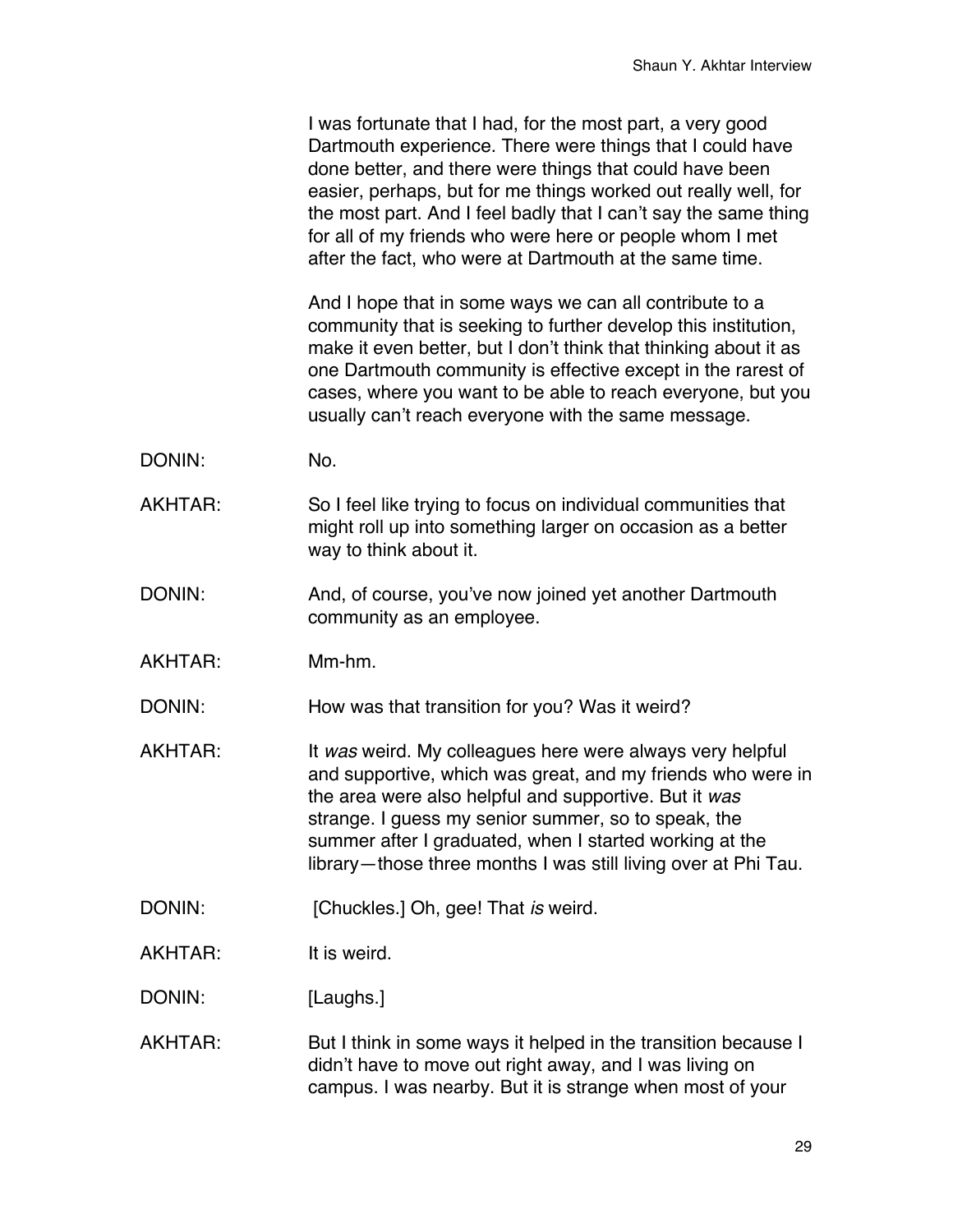I was fortunate that I had, for the most part, a very good Dartmouth experience. There were things that I could have done better, and there were things that could have been easier, perhaps, but for me things worked out really well, for the most part. And I feel badly that I can't say the same thing for all of my friends who were here or people whom I met after the fact, who were at Dartmouth at the same time.

And I hope that in some ways we can all contribute to a community that is seeking to further develop this institution, make it even better, but I don't think that thinking about it as one Dartmouth community is effective except in the rarest of cases, where you want to be able to reach everyone, but you usually can't reach everyone with the same message.

DONIN: No.

AKHTAR: So I feel like trying to focus on individual communities that might roll up into something larger on occasion as a better way to think about it.

DONIN: And, of course, you've now joined yet another Dartmouth community as an employee.

AKHTAR: Mm-hm.

DONIN: How was that transition for you? Was it weird?

AKHTAR: It *was* weird. My colleagues here were always very helpful and supportive, which was great, and my friends who were in the area were also helpful and supportive. But it *was* strange. I guess my senior summer, so to speak, the summer after I graduated, when I started working at the library—those three months I was still living over at Phi Tau.

DONIN: [Chuckles.] Oh, gee! That *is* weird.

AKHTAR: It is weird.

DONIN: [Laughs.]

AKHTAR: But I think in some ways it helped in the transition because I didn't have to move out right away, and I was living on campus. I was nearby. But it is strange when most of your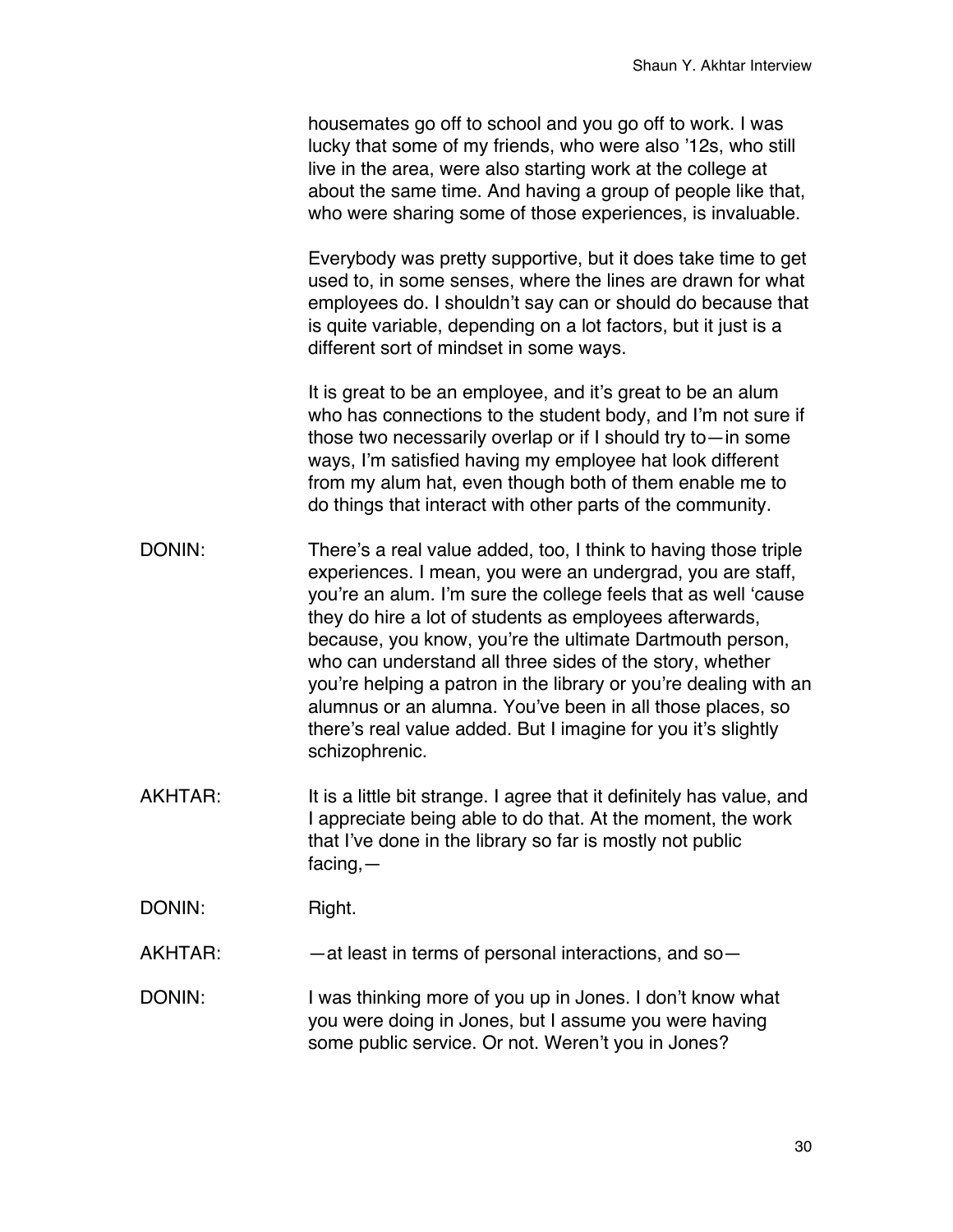housemates go off to school and you go off to work. I was lucky that some of my friends, who were also '12s, who still live in the area, were also starting work at the college at about the same time. And having a group of people like that, who were sharing some of those experiences, is invaluable.

Everybody was pretty supportive, but it does take time to get used to, in some senses, where the lines are drawn for what employees do. I shouldn't say can or should do because that is quite variable, depending on a lot factors, but it just is a different sort of mindset in some ways.

It is great to be an employee, and it's great to be an alum who has connections to the student body, and I'm not sure if those two necessarily overlap or if I should try to—in some ways, I'm satisfied having my employee hat look different from my alum hat, even though both of them enable me to do things that interact with other parts of the community.

DONIN: There's a real value added, too, I think to having those triple experiences. I mean, you were an undergrad, you are staff, you're an alum. I'm sure the college feels that as well 'cause they do hire a lot of students as employees afterwards, because, you know, you're the ultimate Dartmouth person, who can understand all three sides of the story, whether you're helping a patron in the library or you're dealing with an alumnus or an alumna. You've been in all those places, so there's real value added. But I imagine for you it's slightly schizophrenic.

AKHTAR: It is a little bit strange. I agree that it definitely has value, and I appreciate being able to do that. At the moment, the work that I've done in the library so far is mostly not public facing,—

DONIN: Right.

AKHTAR: —at least in terms of personal interactions, and so—

DONIN: I was thinking more of you up in Jones. I don't know what you were doing in Jones, but I assume you were having some public service. Or not. Weren't you in Jones?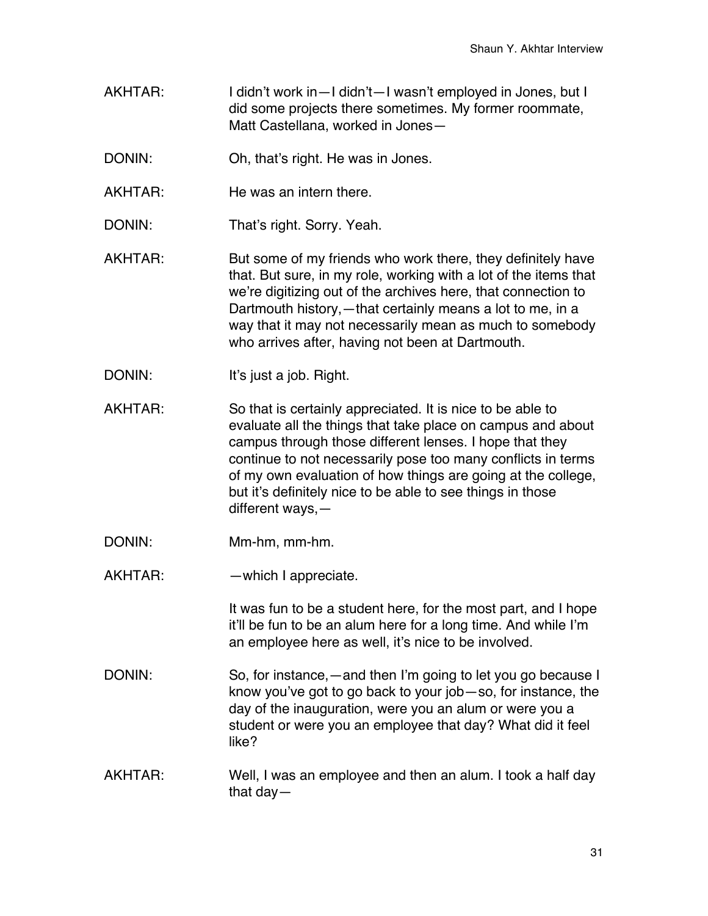AKHTAR: I didn't work in—I didn't—I wasn't employed in Jones, but I did some projects there sometimes. My former roommate, Matt Castellana, worked in Jones—

DONIN: Oh, that's right. He was in Jones.

AKHTAR: He was an intern there.

DONIN: That's right. Sorry. Yeah.

AKHTAR: But some of my friends who work there, they definitely have that. But sure, in my role, working with a lot of the items that we're digitizing out of the archives here, that connection to Dartmouth history,—that certainly means a lot to me, in a way that it may not necessarily mean as much to somebody who arrives after, having not been at Dartmouth.

DONIN: It's just a job. Right.

AKHTAR: So that is certainly appreciated. It is nice to be able to evaluate all the things that take place on campus and about campus through those different lenses. I hope that they continue to not necessarily pose too many conflicts in terms of my own evaluation of how things are going at the college, but it's definitely nice to be able to see things in those different ways,—

DONIN: Mm-hm, mm-hm.

AKHTAR: —which I appreciate.

It was fun to be a student here, for the most part, and I hope it'll be fun to be an alum here for a long time. And while I'm an employee here as well, it's nice to be involved.

DONIN: So, for instance,—and then I'm going to let you go because I know you've got to go back to your job—so, for instance, the day of the inauguration, were you an alum or were you a student or were you an employee that day? What did it feel like?

AKHTAR: Well, I was an employee and then an alum. I took a half day that day—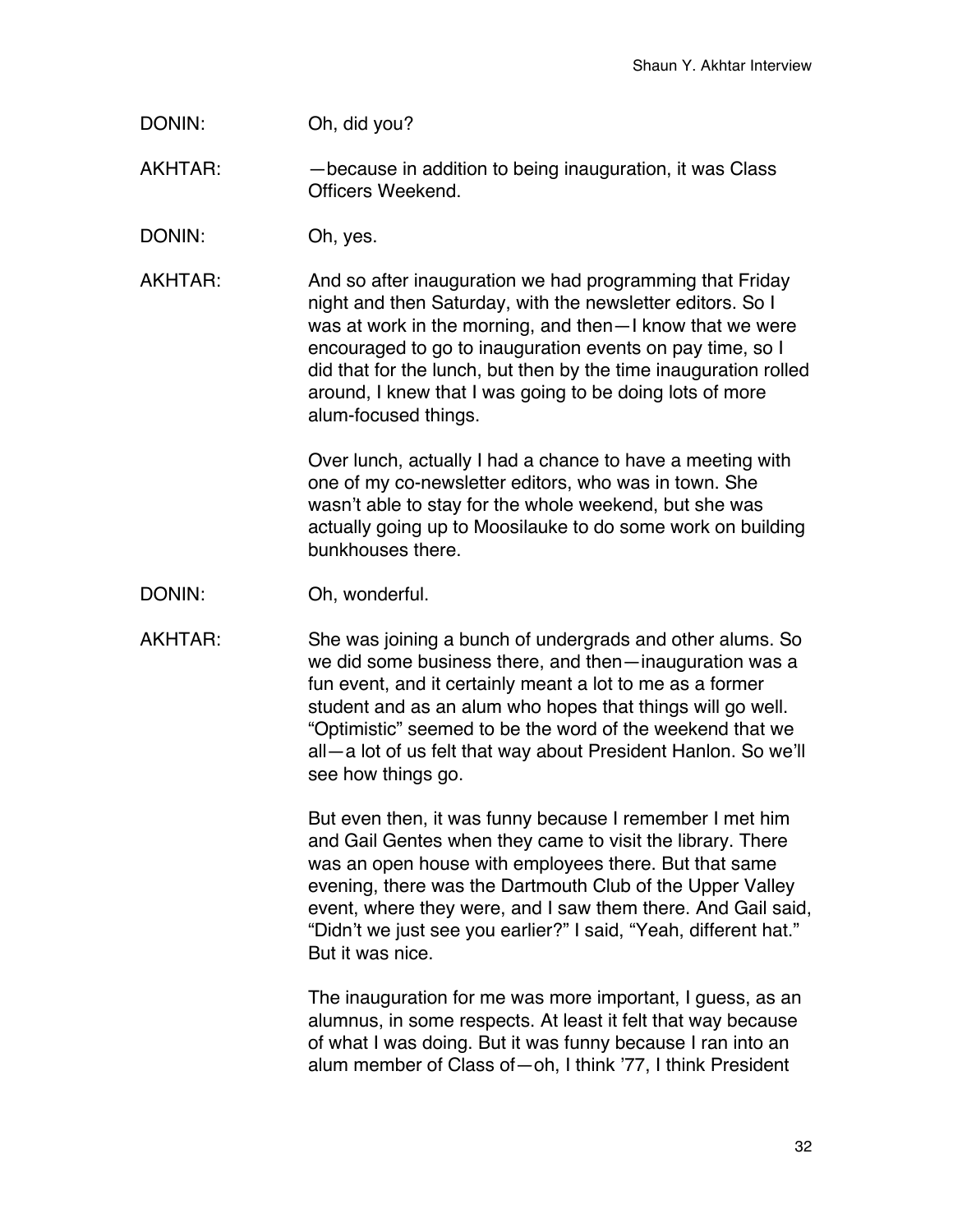DONIN: Oh, did you?

AKHTAR: —because in addition to being inauguration, it was Class Officers Weekend.

DONIN: Oh, yes.

AKHTAR: And so after inauguration we had programming that Friday night and then Saturday, with the newsletter editors. So I was at work in the morning, and then—I know that we were encouraged to go to inauguration events on pay time, so I did that for the lunch, but then by the time inauguration rolled around, I knew that I was going to be doing lots of more alum-focused things.

Over lunch, actually I had a chance to have a meeting with one of my co-newsletter editors, who was in town. She wasn't able to stay for the whole weekend, but she was actually going up to Moosilauke to do some work on building bunkhouses there.

DONIN: Oh, wonderful.

AKHTAR: She was joining a bunch of undergrads and other alums. So we did some business there, and then—inauguration was a fun event, and it certainly meant a lot to me as a former student and as an alum who hopes that things will go well. "Optimistic" seemed to be the word of the weekend that we all—a lot of us felt that way about President Hanlon. So we'll see how things go.

But even then, it was funny because I remember I met him and Gail Gentes when they came to visit the library. There was an open house with employees there. But that same evening, there was the Dartmouth Club of the Upper Valley event, where they were, and I saw them there. And Gail said, "Didn't we just see you earlier?" I said, "Yeah, different hat." But it was nice.

The inauguration for me was more important, I guess, as an alumnus, in some respects. At least it felt that way because of what I was doing. But it was funny because I ran into an alum member of Class of—oh, I think '77, I think President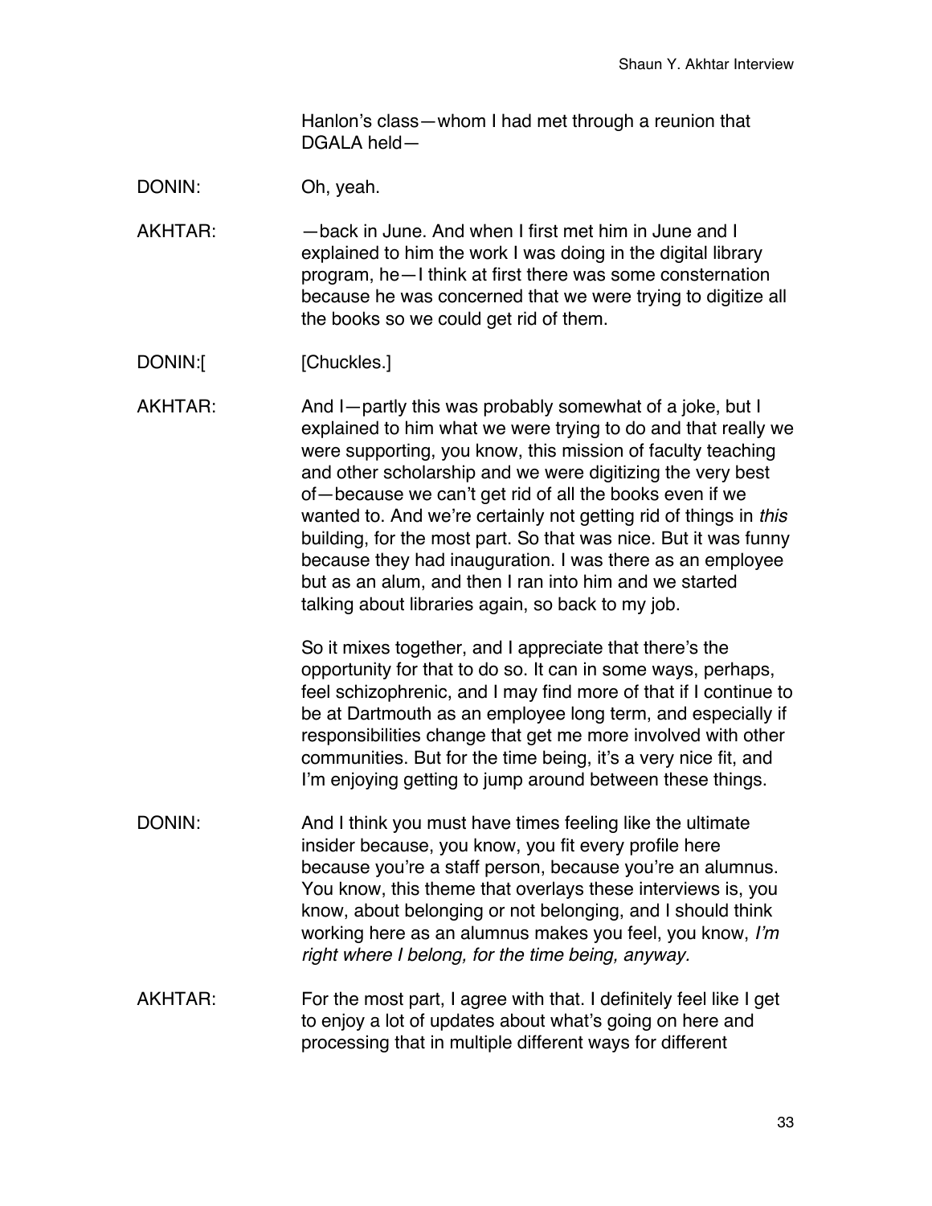Hanlon's class—whom I had met through a reunion that DGALA held—

DONIN: Oh, yeah.

AKHTAR: —back in June. And when I first met him in June and I explained to him the work I was doing in the digital library program, he—I think at first there was some consternation because he was concerned that we were trying to digitize all the books so we could get rid of them.

DONIN:[ [Chuckles.]

AKHTAR: And I—partly this was probably somewhat of a joke, but I explained to him what we were trying to do and that really we were supporting, you know, this mission of faculty teaching and other scholarship and we were digitizing the very best of—because we can't get rid of all the books even if we wanted to. And we're certainly not getting rid of things in *this* building, for the most part. So that was nice. But it was funny because they had inauguration. I was there as an employee but as an alum, and then I ran into him and we started talking about libraries again, so back to my job.

So it mixes together, and I appreciate that there's the opportunity for that to do so. It can in some ways, perhaps, feel schizophrenic, and I may find more of that if I continue to be at Dartmouth as an employee long term, and especially if responsibilities change that get me more involved with other communities. But for the time being, it's a very nice fit, and I'm enjoying getting to jump around between these things.

DONIN: And I think you must have times feeling like the ultimate insider because, you know, you fit every profile here because you're a staff person, because you're an alumnus. You know, this theme that overlays these interviews is, you know, about belonging or not belonging, and I should think working here as an alumnus makes you feel, you know, *I'm right where I belong, for the time being, anyway.*

AKHTAR: For the most part, I agree with that. I definitely feel like I get to enjoy a lot of updates about what's going on here and processing that in multiple different ways for different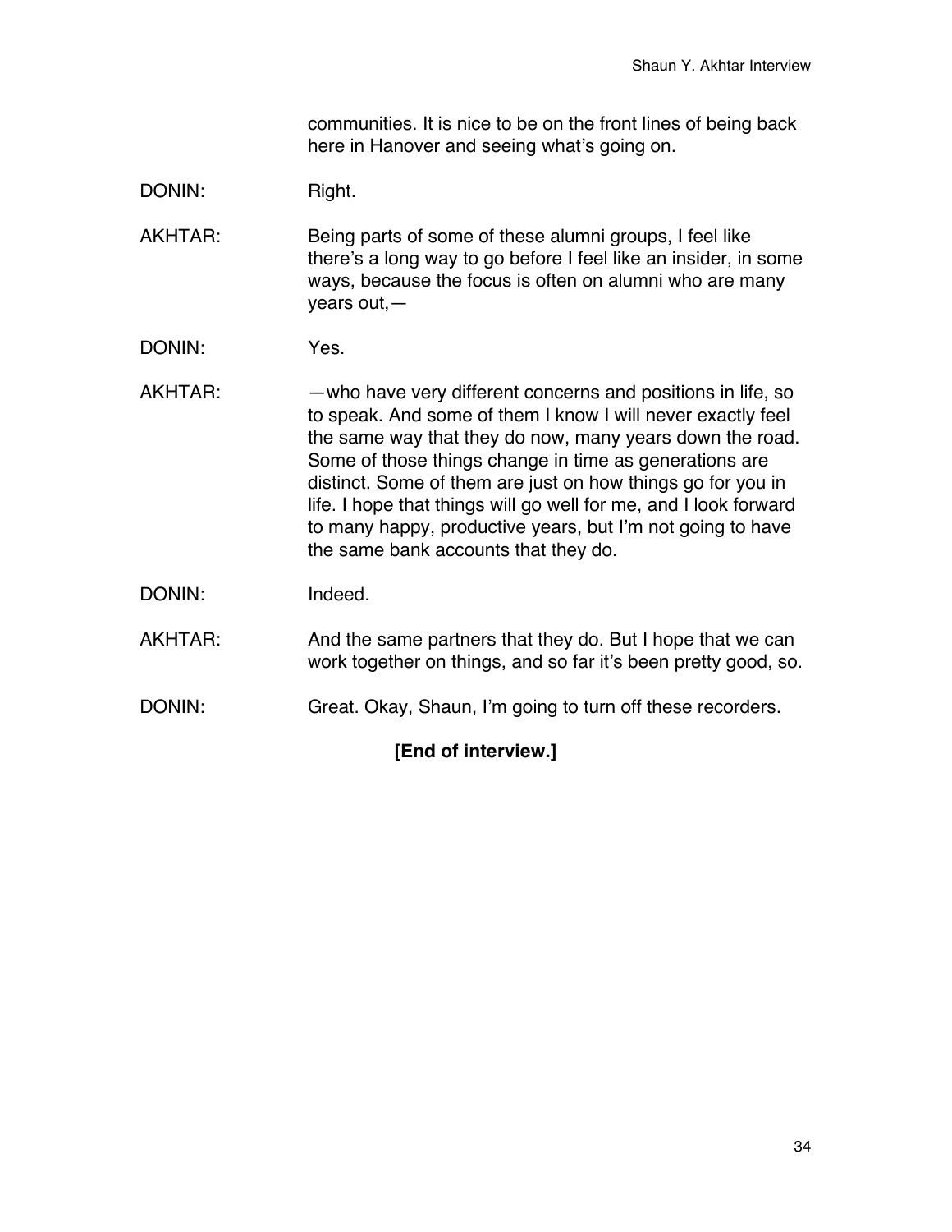communities. It is nice to be on the front lines of being back here in Hanover and seeing what's going on.

DONIN: Right.

AKHTAR: Being parts of some of these alumni groups, I feel like there's a long way to go before I feel like an insider, in some ways, because the focus is often on alumni who are many years out,—

DONIN: Yes.

AKHTAR: —who have very different concerns and positions in life, so to speak. And some of them I know I will never exactly feel the same way that they do now, many years down the road. Some of those things change in time as generations are distinct. Some of them are just on how things go for you in life. I hope that things will go well for me, and I look forward to many happy, productive years, but I'm not going to have the same bank accounts that they do.

DONIN: Indeed.

AKHTAR: And the same partners that they do. But I hope that we can work together on things, and so far it's been pretty good, so.

DONIN: Great. Okay, Shaun, I'm going to turn off these recorders.

**[End of interview.]**